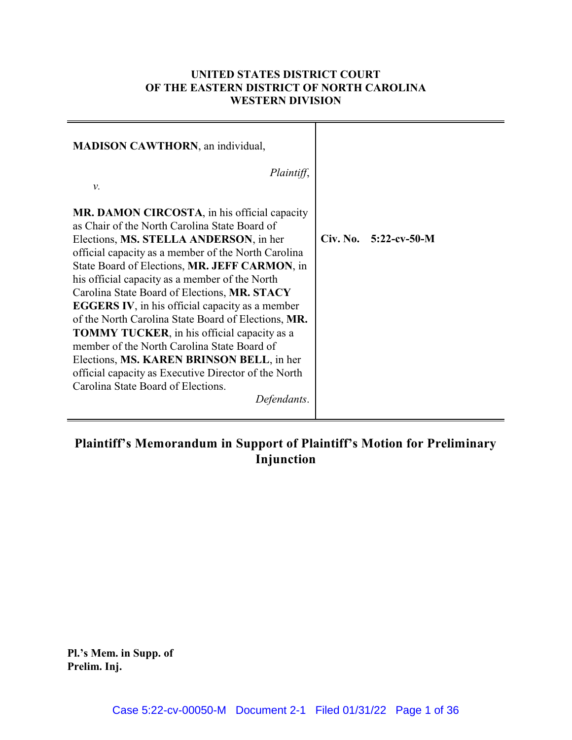**UNITED STATES DISTRICT COURT**
**OF THE EASTERN DISTRICT OF NORTH CAROLINA**
**WESTERN DIVISION**

| | |
|---|---|
| **MADISON CAWTHORN**, an individual,<br><br>*Plaintiff*,<br><br>*v.*<br><br>**MR. DAMON CIRCOSTA**, in his official capacity as Chair of the North Carolina State Board of Elections, **MS. STELLA ANDERSON**, in her official capacity as a member of the North Carolina State Board of Elections, **MR. JEFF CARMON**, in his official capacity as a member of the North Carolina State Board of Elections, **MR. STACY EGGERS IV**, in his official capacity as a member of the North Carolina State Board of Elections, **MR. TOMMY TUCKER**, in his official capacity as a member of the North Carolina State Board of Elections, **MS. KAREN BRINSON BELL**, in her official capacity as Executive Director of the North Carolina State Board of Elections.<br><br>*Defendants*. | **Civ. No. 5:22-cv-50-M** |

# Plaintiff's Memorandum in Support of Plaintiff's Motion for Preliminary Injunction

**Pl.'s Mem. in Supp. of**
**Prelim. Inj.**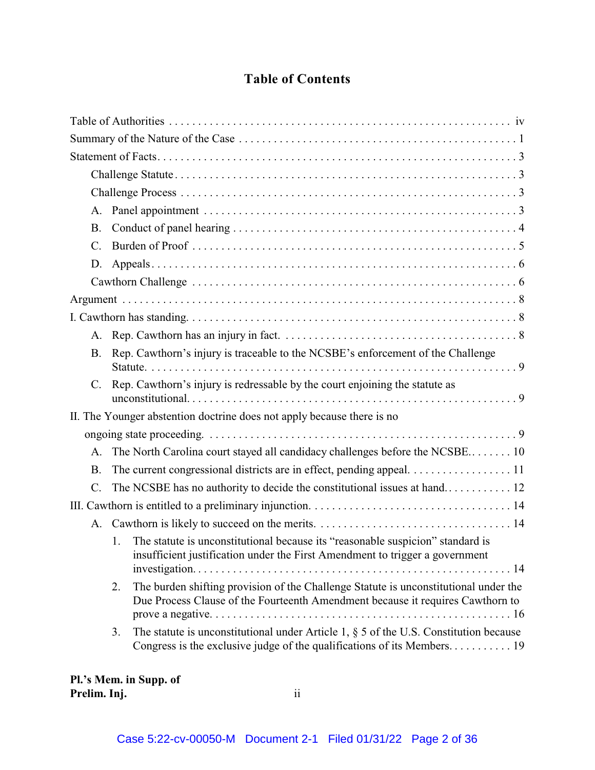# Table of Contents

Table of Authorities . . . . . . . . . . . . . . . . . . . . . . . . . . . . . . . . . . . . . . . . . . . . . . . . . . . . . . . . . . . iv

Summary of the Nature of the Case . . . . . . . . . . . . . . . . . . . . . . . . . . . . . . . . . . . . . . . . . . . . . . . . 1

Statement of Facts . . . . . . . . . . . . . . . . . . . . . . . . . . . . . . . . . . . . . . . . . . . . . . . . . . . . . . . . . . . . . 3

  Challenge Statute . . . . . . . . . . . . . . . . . . . . . . . . . . . . . . . . . . . . . . . . . . . . . . . . . . . . . . . . . . . 3

  Challenge Process . . . . . . . . . . . . . . . . . . . . . . . . . . . . . . . . . . . . . . . . . . . . . . . . . . . . . . . . . . 3

  A. Panel appointment . . . . . . . . . . . . . . . . . . . . . . . . . . . . . . . . . . . . . . . . . . . . . . . . . . . . . . 3

  B. Conduct of panel hearing . . . . . . . . . . . . . . . . . . . . . . . . . . . . . . . . . . . . . . . . . . . . . . . . . 4

  C. Burden of Proof . . . . . . . . . . . . . . . . . . . . . . . . . . . . . . . . . . . . . . . . . . . . . . . . . . . . . . . . 5

  D. Appeals . . . . . . . . . . . . . . . . . . . . . . . . . . . . . . . . . . . . . . . . . . . . . . . . . . . . . . . . . . . . . . 6

  Cawthorn Challenge . . . . . . . . . . . . . . . . . . . . . . . . . . . . . . . . . . . . . . . . . . . . . . . . . . . . . . . . 6

Argument . . . . . . . . . . . . . . . . . . . . . . . . . . . . . . . . . . . . . . . . . . . . . . . . . . . . . . . . . . . . . . . . . . . 8

I. Cawthorn has standing. . . . . . . . . . . . . . . . . . . . . . . . . . . . . . . . . . . . . . . . . . . . . . . . . . . . . . . . 8

  A. Rep. Cawthorn has an injury in fact. . . . . . . . . . . . . . . . . . . . . . . . . . . . . . . . . . . . . . . . . . 8

  B. Rep. Cawthorn's injury is traceable to the NCSBE's enforcement of the Challenge Statute. . . . . . . . . . . . . . . . . . . . . . . . . . . . . . . . . . . . . . . . . . . . . . . . . . . . . . . . . . . . . 9

  C. Rep. Cawthorn's injury is redressable by the court enjoining the statute as unconstitutional. . . . . . . . . . . . . . . . . . . . . . . . . . . . . . . . . . . . . . . . . . . . . . . . . . . . . . . . . 9

II. The Younger abstention doctrine does not apply because there is no ongoing state proceeding. . . . . . . . . . . . . . . . . . . . . . . . . . . . . . . . . . . . . . . . . . . . . . . . . . . . . 9

  A. The North Carolina court stayed all candidacy challenges before the NCSBE. . . . . . . . 10

  B. The current congressional districts are in effect, pending appeal. . . . . . . . . . . . . . . . . . 11

  C. The NCSBE has no authority to decide the constitutional issues at hand. . . . . . . . . . . . 12

III. Cawthorn is entitled to a preliminary injunction. . . . . . . . . . . . . . . . . . . . . . . . . . . . . . . . . . 14

  A. Cawthorn is likely to succeed on the merits. . . . . . . . . . . . . . . . . . . . . . . . . . . . . . . . . . 14

    1. The statute is unconstitutional because its "reasonable suspicion" standard is insufficient justification under the First Amendment to trigger a government investigation. . . . . . . . . . . . . . . . . . . . . . . . . . . . . . . . . . . . . . . . . . . . . . . . . . . . . . 14

    2. The burden shifting provision of the Challenge Statute is unconstitutional under the Due Process Clause of the Fourteenth Amendment because it requires Cawthorn to prove a negative. . . . . . . . . . . . . . . . . . . . . . . . . . . . . . . . . . . . . . . . . . . . . . . . . . 16

    3. The statute is unconstitutional under Article 1, § 5 of the U.S. Constitution because Congress is the exclusive judge of the qualifications of its Members. . . . . . . . . . . 19

**Pl.'s Mem. in Supp. of Prelim. Inj.**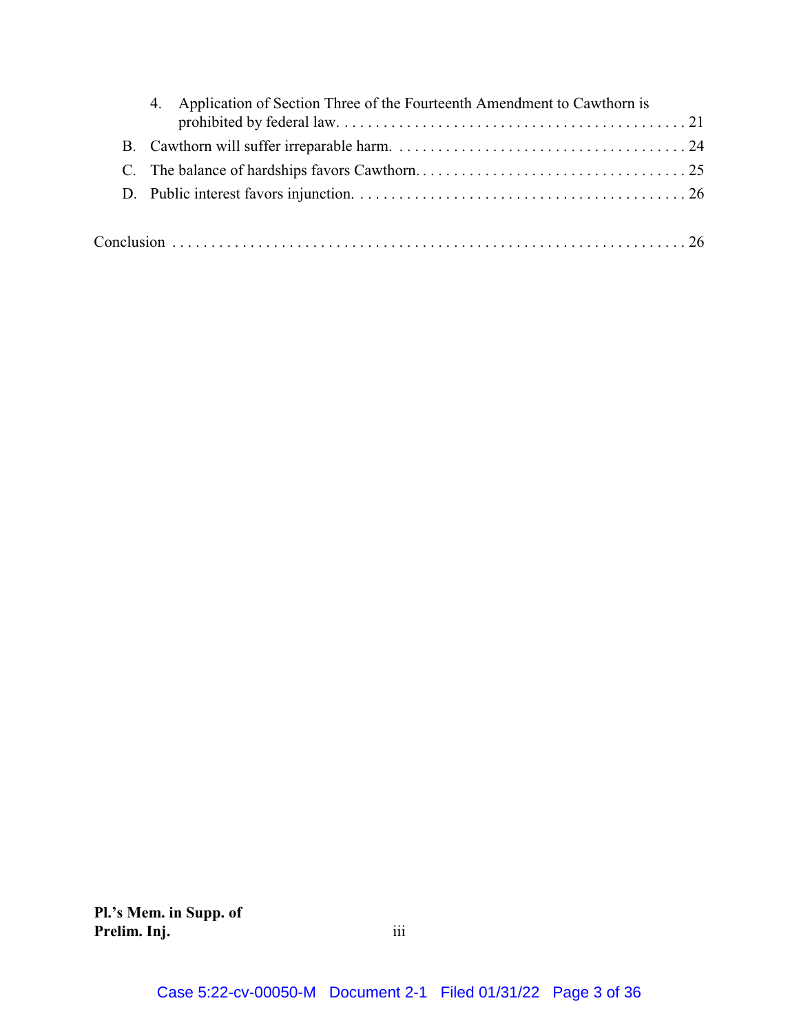4. Application of Section Three of the Fourteenth Amendment to Cawthorn is prohibited by federal law. . . . . . . . . . . . . . . . . . . . . . . . . . . . . . . . . . . . . . . . . . . . . 21

B. Cawthorn will suffer irreparable harm. . . . . . . . . . . . . . . . . . . . . . . . . . . . . . . . . . . . . 24

C. The balance of hardships favors Cawthorn. . . . . . . . . . . . . . . . . . . . . . . . . . . . . . . . . . . 25

D. Public interest favors injunction. . . . . . . . . . . . . . . . . . . . . . . . . . . . . . . . . . . . . . . . . . 26

Conclusion . . . . . . . . . . . . . . . . . . . . . . . . . . . . . . . . . . . . . . . . . . . . . . . . . . . . . . . . . . . . . 26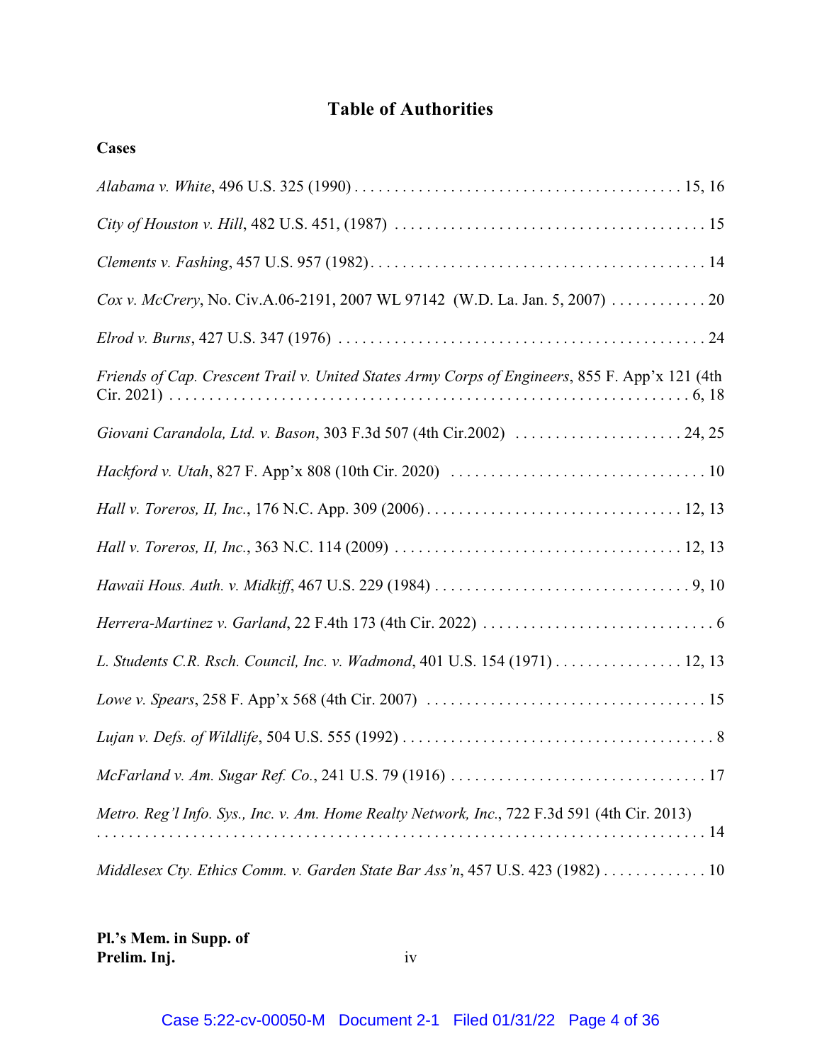# Table of Authorities

**Cases**

*Alabama v. White*, 496 U.S. 325 (1990) . . . . . . . . . . . . . . . . . . . . . . . . . . . . . . . . . . . . . . . . 15, 16

*City of Houston v. Hill*, 482 U.S. 451, (1987) . . . . . . . . . . . . . . . . . . . . . . . . . . . . . . . . . . . . . . 15

*Clements v. Fashing*, 457 U.S. 957 (1982) . . . . . . . . . . . . . . . . . . . . . . . . . . . . . . . . . . . . . . . . . 14

*Cox v. McCrery*, No. Civ.A.06-2191, 2007 WL 97142 (W.D. La. Jan. 5, 2007) . . . . . . . . . . . . 20

*Elrod v. Burns*, 427 U.S. 347 (1976) . . . . . . . . . . . . . . . . . . . . . . . . . . . . . . . . . . . . . . . . . . . . . . 24

*Friends of Cap. Crescent Trail v. United States Army Corps of Engineers*, 855 F. App'x 121 (4th Cir. 2021) . . . . . . . . . . . . . . . . . . . . . . . . . . . . . . . . . . . . . . . . . . . . . . . . . . . . . . . . . . . . . . . 6, 18

*Giovani Carandola, Ltd. v. Bason*, 303 F.3d 507 (4th Cir.2002) . . . . . . . . . . . . . . . . . . . . . 24, 25

*Hackford v. Utah*, 827 F. App'x 808 (10th Cir. 2020) . . . . . . . . . . . . . . . . . . . . . . . . . . . . . . . . 10

*Hall v. Toreros, II, Inc.*, 176 N.C. App. 309 (2006) . . . . . . . . . . . . . . . . . . . . . . . . . . . . . . . . 12, 13

*Hall v. Toreros, II, Inc.*, 363 N.C. 114 (2009) . . . . . . . . . . . . . . . . . . . . . . . . . . . . . . . . . . . . 12, 13

*Hawaii Hous. Auth. v. Midkiff*, 467 U.S. 229 (1984) . . . . . . . . . . . . . . . . . . . . . . . . . . . . . . . . 9, 10

*Herrera-Martinez v. Garland*, 22 F.4th 173 (4th Cir. 2022) . . . . . . . . . . . . . . . . . . . . . . . . . . . . . 6

*L. Students C.R. Rsch. Council, Inc. v. Wadmond*, 401 U.S. 154 (1971) . . . . . . . . . . . . . . . . 12, 13

*Lowe v. Spears*, 258 F. App'x 568 (4th Cir. 2007) . . . . . . . . . . . . . . . . . . . . . . . . . . . . . . . . . . . 15

*Lujan v. Defs. of Wildlife*, 504 U.S. 555 (1992) . . . . . . . . . . . . . . . . . . . . . . . . . . . . . . . . . . . . . . . 8

*McFarland v. Am. Sugar Ref. Co.*, 241 U.S. 79 (1916) . . . . . . . . . . . . . . . . . . . . . . . . . . . . . . . . 17

*Metro. Reg'l Info. Sys., Inc. v. Am. Home Realty Network, Inc.*, 722 F.3d 591 (4th Cir. 2013) . . . . . . . . . . . . . . . . . . . . . . . . . . . . . . . . . . . . . . . . . . . . . . . . . . . . . . . . . . . . . . . . . . . . . . . 14

*Middlesex Cty. Ethics Comm. v. Garden State Bar Ass'n*, 457 U.S. 423 (1982) . . . . . . . . . . . . . 10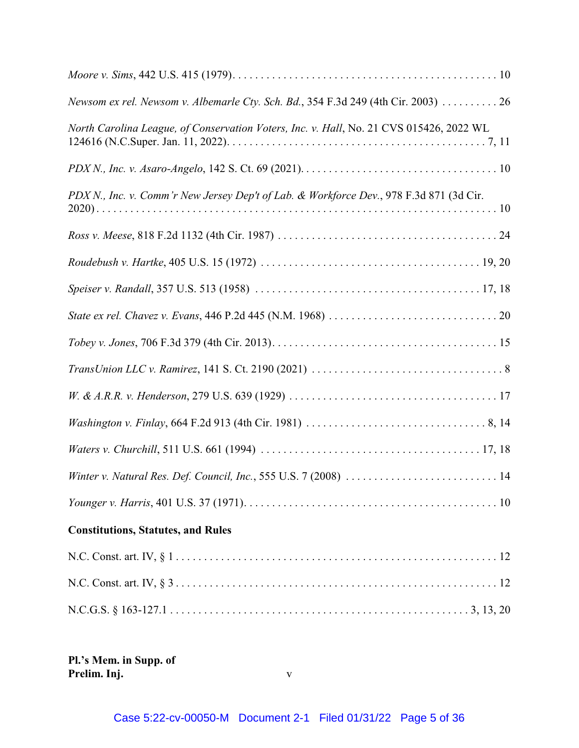*Moore v. Sims*, 442 U.S. 415 (1979). . . . . . . . . . . . . . . . . . . . . . . . . . . . . . . . . . . . . . . . . . . . . . . 10

*Newsom ex rel. Newsom v. Albemarle Cty. Sch. Bd.*, 354 F.3d 249 (4th Cir. 2003) . . . . . . . . . . 26

*North Carolina League, of Conservation Voters, Inc. v. Hall*, No. 21 CVS 015426, 2022 WL 124616 (N.C.Super. Jan. 11, 2022). . . . . . . . . . . . . . . . . . . . . . . . . . . . . . . . . . . . . . . . . . . . 7, 11

*PDX N., Inc. v. Asaro-Angelo*, 142 S. Ct. 69 (2021). . . . . . . . . . . . . . . . . . . . . . . . . . . . . . . . . . 10

*PDX N., Inc. v. Comm'r New Jersey Dep't of Lab. & Workforce Dev.*, 978 F.3d 871 (3d Cir. 2020) . . . . . . . . . . . . . . . . . . . . . . . . . . . . . . . . . . . . . . . . . . . . . . . . . . . . . . . . . . . . . . . . . 10

*Ross v. Meese*, 818 F.2d 1132 (4th Cir. 1987) . . . . . . . . . . . . . . . . . . . . . . . . . . . . . . . . . . . . . . 24

*Roudebush v. Hartke*, 405 U.S. 15 (1972) . . . . . . . . . . . . . . . . . . . . . . . . . . . . . . . . . . . . . . 19, 20

*Speiser v. Randall*, 357 U.S. 513 (1958) . . . . . . . . . . . . . . . . . . . . . . . . . . . . . . . . . . . . . . . 17, 18

*State ex rel. Chavez v. Evans*, 446 P.2d 445 (N.M. 1968) . . . . . . . . . . . . . . . . . . . . . . . . . . . . . . 20

*Tobey v. Jones*, 706 F.3d 379 (4th Cir. 2013). . . . . . . . . . . . . . . . . . . . . . . . . . . . . . . . . . . . . . . . 15

*TransUnion LLC v. Ramirez*, 141 S. Ct. 2190 (2021) . . . . . . . . . . . . . . . . . . . . . . . . . . . . . . . . . . 8

*W. & A.R.R. v. Henderson*, 279 U.S. 639 (1929) . . . . . . . . . . . . . . . . . . . . . . . . . . . . . . . . . . . . 17

*Washington v. Finlay*, 664 F.2d 913 (4th Cir. 1981) . . . . . . . . . . . . . . . . . . . . . . . . . . . . . . . . 8, 14

*Waters v. Churchill*, 511 U.S. 661 (1994) . . . . . . . . . . . . . . . . . . . . . . . . . . . . . . . . . . . . . . . 17, 18

*Winter v. Natural Res. Def. Council, Inc.*, 555 U.S. 7 (2008) . . . . . . . . . . . . . . . . . . . . . . . . . . . 14

*Younger v. Harris*, 401 U.S. 37 (1971). . . . . . . . . . . . . . . . . . . . . . . . . . . . . . . . . . . . . . . . . . . . . 10

**Constitutions, Statutes, and Rules**

N.C. Const. art. IV, § 1 . . . . . . . . . . . . . . . . . . . . . . . . . . . . . . . . . . . . . . . . . . . . . . . . . . . . . . . . 12

N.C. Const. art. IV, § 3 . . . . . . . . . . . . . . . . . . . . . . . . . . . . . . . . . . . . . . . . . . . . . . . . . . . . . . . . 12

N.C.G.S. § 163-127.1 . . . . . . . . . . . . . . . . . . . . . . . . . . . . . . . . . . . . . . . . . . . . . . . . . . . . . 3, 13, 20

**Pl.'s Mem. in Supp. of Prelim. Inj.**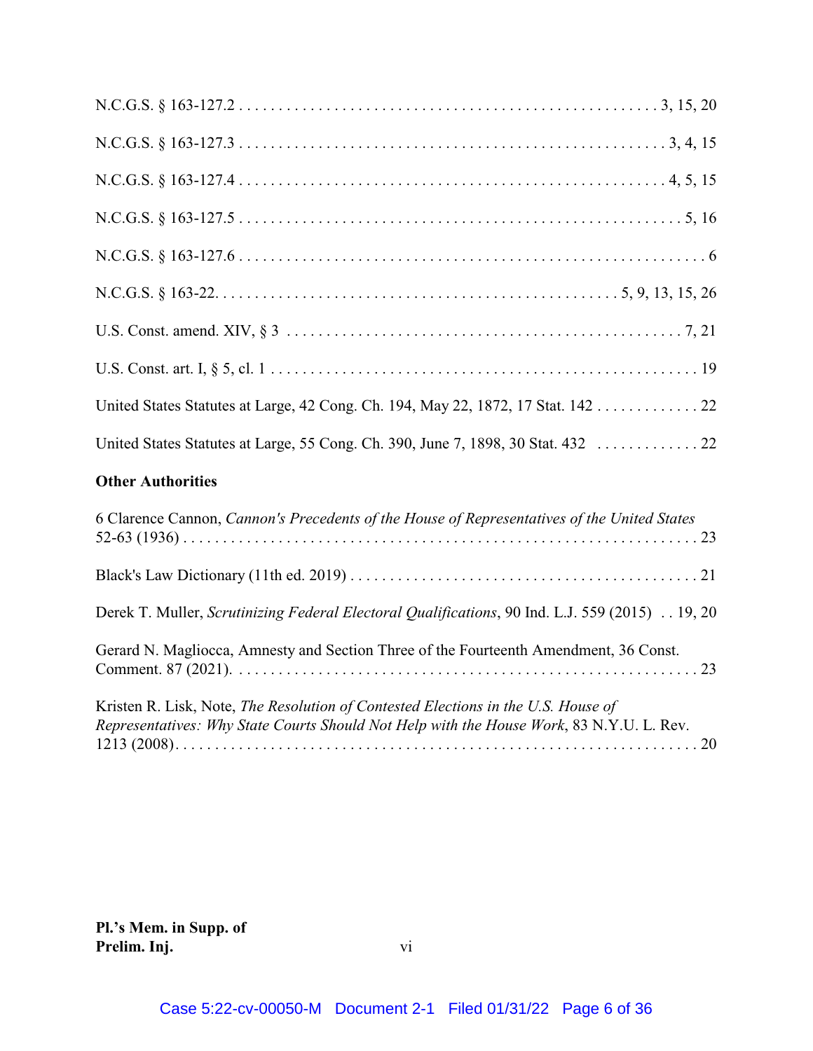N.C.G.S. § 163-127.2 . . . . . . . . . . . . . . . . . . . . . . . . . . . . . . . . . . . . . . . . . . . . . . . . . . . 3, 15, 20

N.C.G.S. § 163-127.3 . . . . . . . . . . . . . . . . . . . . . . . . . . . . . . . . . . . . . . . . . . . . . . . . . . . . 3, 4, 15

N.C.G.S. § 163-127.4 . . . . . . . . . . . . . . . . . . . . . . . . . . . . . . . . . . . . . . . . . . . . . . . . . . . . 4, 5, 15

N.C.G.S. § 163-127.5 . . . . . . . . . . . . . . . . . . . . . . . . . . . . . . . . . . . . . . . . . . . . . . . . . . . . . . 5, 16

N.C.G.S. § 163-127.6 . . . . . . . . . . . . . . . . . . . . . . . . . . . . . . . . . . . . . . . . . . . . . . . . . . . . . . . . . 6

N.C.G.S. § 163-22. . . . . . . . . . . . . . . . . . . . . . . . . . . . . . . . . . . . . . . . . . . . . . . . . . 5, 9, 13, 15, 26

U.S. Const. amend. XIV, § 3 . . . . . . . . . . . . . . . . . . . . . . . . . . . . . . . . . . . . . . . . . . . . . . . . . . 7, 21

U.S. Const. art. I, § 5, cl. 1 . . . . . . . . . . . . . . . . . . . . . . . . . . . . . . . . . . . . . . . . . . . . . . . . . . . . . . 19

United States Statutes at Large, 42 Cong. Ch. 194, May 22, 1872, 17 Stat. 142 . . . . . . . . . . . . . 22

United States Statutes at Large, 55 Cong. Ch. 390, June 7, 1898, 30 Stat. 432 . . . . . . . . . . . . . 22

**Other Authorities**

6 Clarence Cannon, *Cannon's Precedents of the House of Representatives of the United States* 52-63 (1936) . . . . . . . . . . . . . . . . . . . . . . . . . . . . . . . . . . . . . . . . . . . . . . . . . . . . . . . . . . . . 23

Black's Law Dictionary (11th ed. 2019) . . . . . . . . . . . . . . . . . . . . . . . . . . . . . . . . . . . . . . . . . . . 21

Derek T. Muller, *Scrutinizing Federal Electoral Qualifications*, 90 Ind. L.J. 559 (2015) . . 19, 20

Gerard N. Magliocca, Amnesty and Section Three of the Fourteenth Amendment, 36 Const. Comment. 87 (2021). . . . . . . . . . . . . . . . . . . . . . . . . . . . . . . . . . . . . . . . . . . . . . . . . . . . . . . . . 23

Kristen R. Lisk, Note, *The Resolution of Contested Elections in the U.S. House of Representatives: Why State Courts Should Not Help with the House Work*, 83 N.Y.U. L. Rev. 1213 (2008). . . . . . . . . . . . . . . . . . . . . . . . . . . . . . . . . . . . . . . . . . . . . . . . . . . . . . . . . . . . . . 20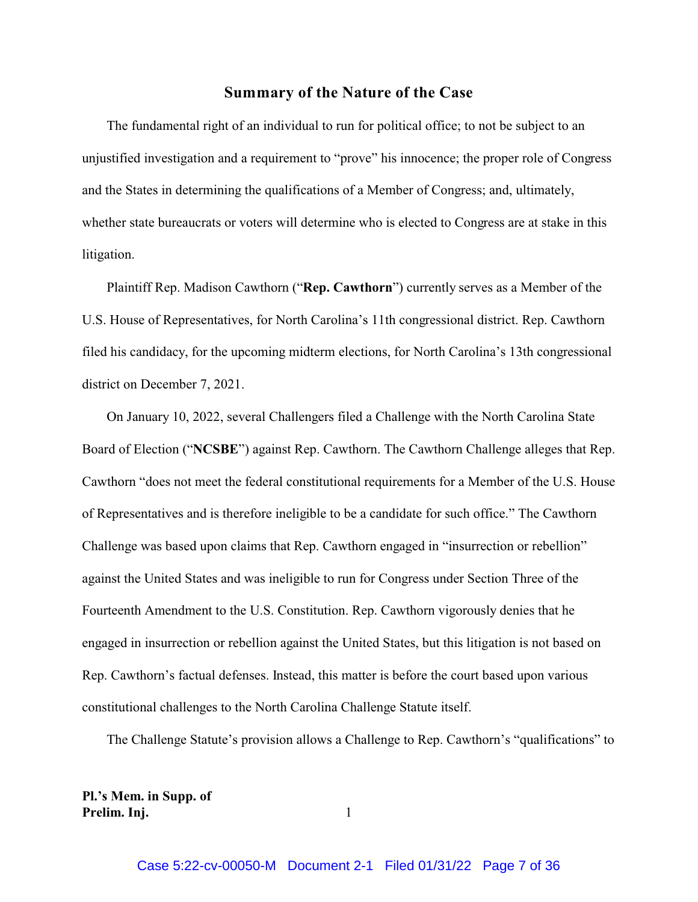## Summary of the Nature of the Case

The fundamental right of an individual to run for political office; to not be subject to an unjustified investigation and a requirement to "prove" his innocence; the proper role of Congress and the States in determining the qualifications of a Member of Congress; and, ultimately, whether state bureaucrats or voters will determine who is elected to Congress are at stake in this litigation.

Plaintiff Rep. Madison Cawthorn ("**Rep. Cawthorn**") currently serves as a Member of the U.S. House of Representatives, for North Carolina's 11th congressional district. Rep. Cawthorn filed his candidacy, for the upcoming midterm elections, for North Carolina's 13th congressional district on December 7, 2021.

On January 10, 2022, several Challengers filed a Challenge with the North Carolina State Board of Election ("**NCSBE**") against Rep. Cawthorn. The Cawthorn Challenge alleges that Rep. Cawthorn "does not meet the federal constitutional requirements for a Member of the U.S. House of Representatives and is therefore ineligible to be a candidate for such office." The Cawthorn Challenge was based upon claims that Rep. Cawthorn engaged in "insurrection or rebellion" against the United States and was ineligible to run for Congress under Section Three of the Fourteenth Amendment to the U.S. Constitution. Rep. Cawthorn vigorously denies that he engaged in insurrection or rebellion against the United States, but this litigation is not based on Rep. Cawthorn's factual defenses. Instead, this matter is before the court based upon various constitutional challenges to the North Carolina Challenge Statute itself.

The Challenge Statute's provision allows a Challenge to Rep. Cawthorn's "qualifications" to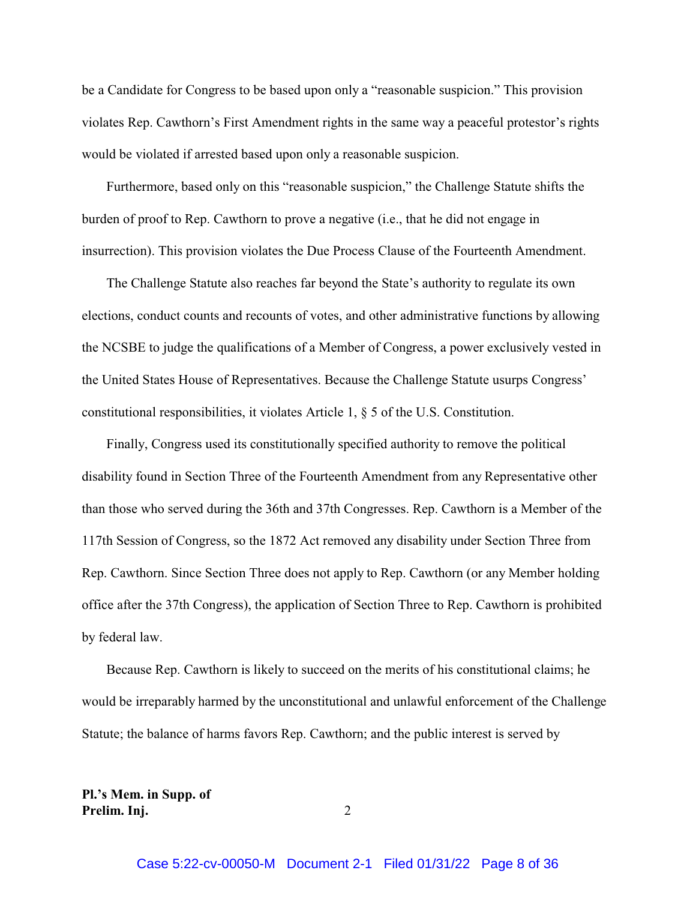be a Candidate for Congress to be based upon only a "reasonable suspicion." This provision violates Rep. Cawthorn's First Amendment rights in the same way a peaceful protestor's rights would be violated if arrested based upon only a reasonable suspicion.

Furthermore, based only on this "reasonable suspicion," the Challenge Statute shifts the burden of proof to Rep. Cawthorn to prove a negative (i.e., that he did not engage in insurrection). This provision violates the Due Process Clause of the Fourteenth Amendment.

The Challenge Statute also reaches far beyond the State's authority to regulate its own elections, conduct counts and recounts of votes, and other administrative functions by allowing the NCSBE to judge the qualifications of a Member of Congress, a power exclusively vested in the United States House of Representatives. Because the Challenge Statute usurps Congress' constitutional responsibilities, it violates Article 1, § 5 of the U.S. Constitution.

Finally, Congress used its constitutionally specified authority to remove the political disability found in Section Three of the Fourteenth Amendment from any Representative other than those who served during the 36th and 37th Congresses. Rep. Cawthorn is a Member of the 117th Session of Congress, so the 1872 Act removed any disability under Section Three from Rep. Cawthorn. Since Section Three does not apply to Rep. Cawthorn (or any Member holding office after the 37th Congress), the application of Section Three to Rep. Cawthorn is prohibited by federal law.

Because Rep. Cawthorn is likely to succeed on the merits of his constitutional claims; he would be irreparably harmed by the unconstitutional and unlawful enforcement of the Challenge Statute; the balance of harms favors Rep. Cawthorn; and the public interest is served by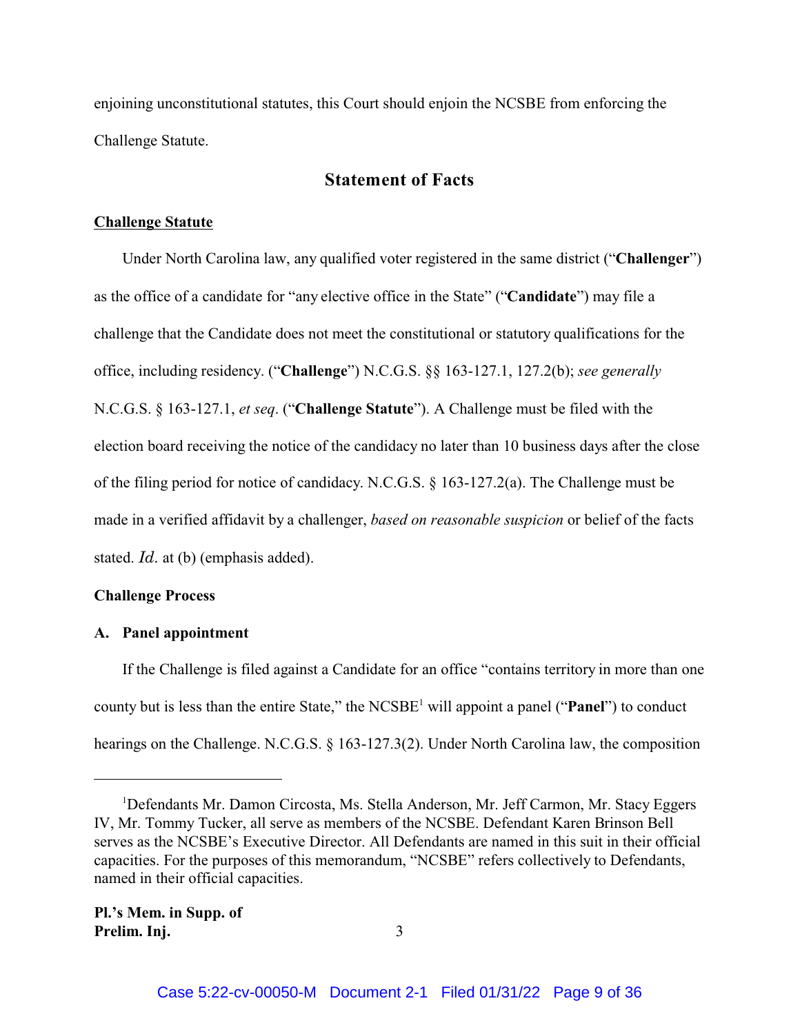enjoining unconstitutional statutes, this Court should enjoin the NCSBE from enforcing the Challenge Statute.

## Statement of Facts

**Challenge Statute**

Under North Carolina law, any qualified voter registered in the same district ("**Challenger**") as the office of a candidate for "any elective office in the State" ("**Candidate**") may file a challenge that the Candidate does not meet the constitutional or statutory qualifications for the office, including residency. ("**Challenge**") N.C.G.S. §§ 163-127.1, 127.2(b); *see generally* N.C.G.S. § 163-127.1, *et seq*. ("**Challenge Statute**"). A Challenge must be filed with the election board receiving the notice of the candidacy no later than 10 business days after the close of the filing period for notice of candidacy. N.C.G.S. § 163-127.2(a). The Challenge must be made in a verified affidavit by a challenger, *based on reasonable suspicion* or belief of the facts stated. *Id.* at (b) (emphasis added).

**Challenge Process**

**A. Panel appointment**

If the Challenge is filed against a Candidate for an office "contains territory in more than one county but is less than the entire State," the NCSBE[1] will appoint a panel ("**Panel**") to conduct hearings on the Challenge. N.C.G.S. § 163-127.3(2). Under North Carolina law, the composition

[1] Defendants Mr. Damon Circosta, Ms. Stella Anderson, Mr. Jeff Carmon, Mr. Stacy Eggers IV, Mr. Tommy Tucker, all serve as members of the NCSBE. Defendant Karen Brinson Bell serves as the NCSBE's Executive Director. All Defendants are named in this suit in their official capacities. For the purposes of this memorandum, "NCSBE" refers collectively to Defendants, named in their official capacities.

**Pl.'s Mem. in Supp. of Prelim. Inj.**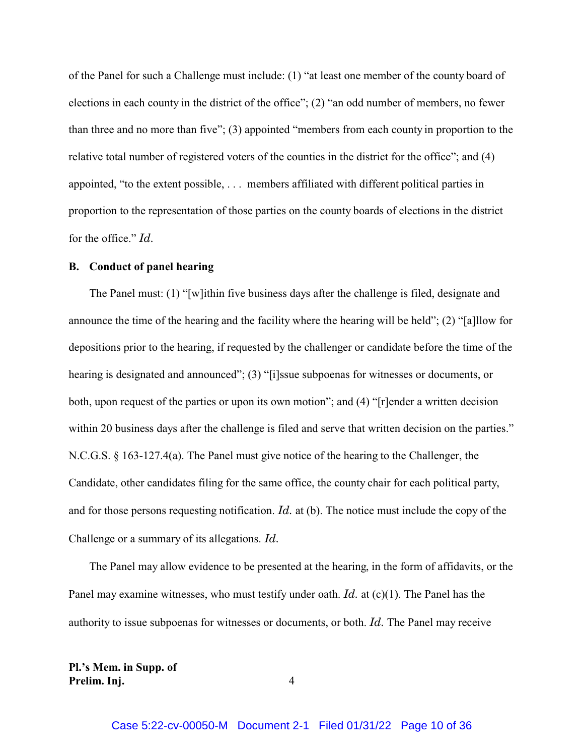of the Panel for such a Challenge must include: (1) "at least one member of the county board of elections in each county in the district of the office"; (2) "an odd number of members, no fewer than three and no more than five"; (3) appointed "members from each county in proportion to the relative total number of registered voters of the counties in the district for the office"; and (4) appointed, "to the extent possible, . . . members affiliated with different political parties in proportion to the representation of those parties on the county boards of elections in the district for the office." *Id.*

### B. Conduct of panel hearing

The Panel must: (1) "[w]ithin five business days after the challenge is filed, designate and announce the time of the hearing and the facility where the hearing will be held"; (2) "[a]llow for depositions prior to the hearing, if requested by the challenger or candidate before the time of the hearing is designated and announced"; (3) "[i]ssue subpoenas for witnesses or documents, or both, upon request of the parties or upon its own motion"; and (4) "[r]ender a written decision within 20 business days after the challenge is filed and serve that written decision on the parties." N.C.G.S. § 163-127.4(a). The Panel must give notice of the hearing to the Challenger, the Candidate, other candidates filing for the same office, the county chair for each political party, and for those persons requesting notification. *Id.* at (b). The notice must include the copy of the Challenge or a summary of its allegations. *Id.*

The Panel may allow evidence to be presented at the hearing, in the form of affidavits, or the Panel may examine witnesses, who must testify under oath. *Id.* at (c)(1). The Panel has the authority to issue subpoenas for witnesses or documents, or both. *Id.* The Panel may receive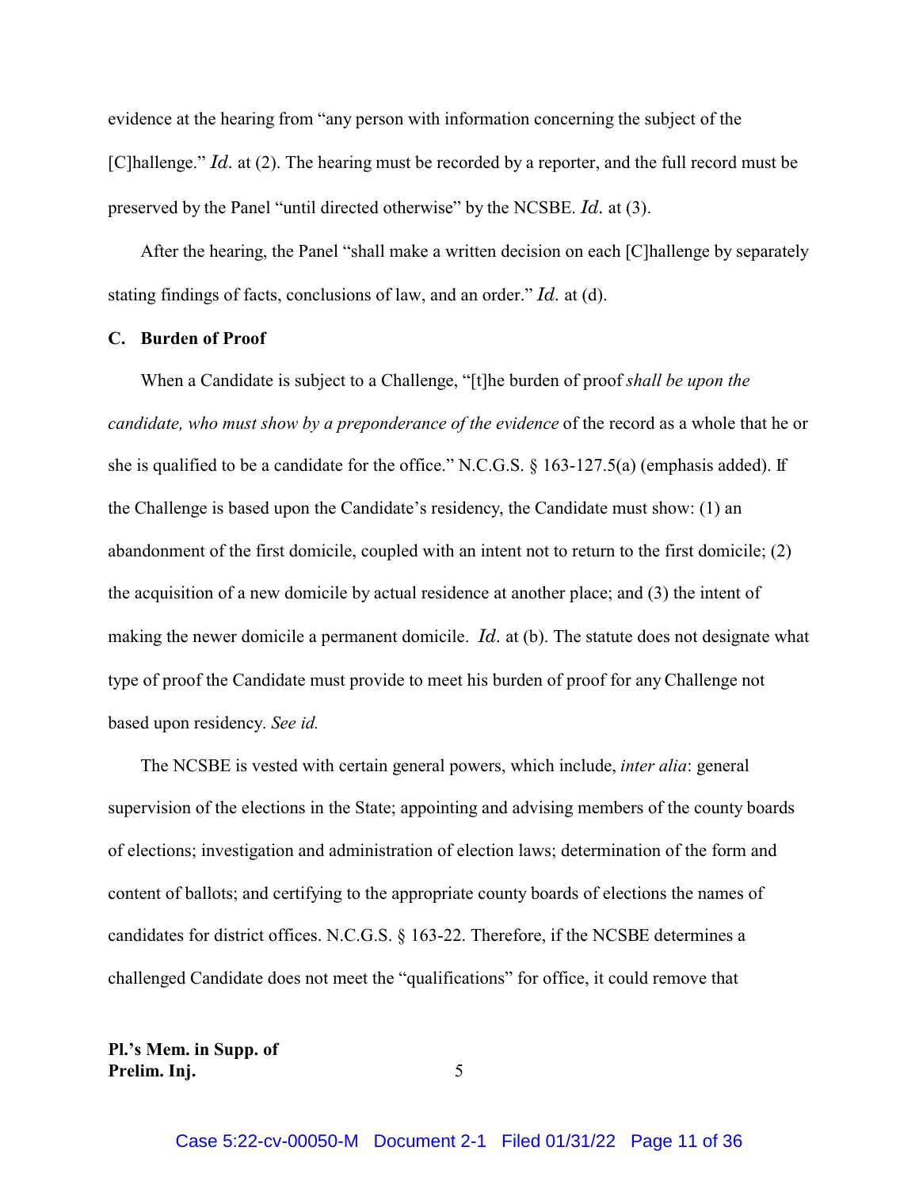evidence at the hearing from "any person with information concerning the subject of the [C]hallenge." *Id.* at (2). The hearing must be recorded by a reporter, and the full record must be preserved by the Panel "until directed otherwise" by the NCSBE. *Id.* at (3).

After the hearing, the Panel "shall make a written decision on each [C]hallenge by separately stating findings of facts, conclusions of law, and an order." *Id.* at (d).

### C. Burden of Proof

When a Candidate is subject to a Challenge, "[t]he burden of proof *shall be upon the candidate, who must show by a preponderance of the evidence* of the record as a whole that he or she is qualified to be a candidate for the office." N.C.G.S. § 163-127.5(a) (emphasis added). If the Challenge is based upon the Candidate's residency, the Candidate must show: (1) an abandonment of the first domicile, coupled with an intent not to return to the first domicile; (2) the acquisition of a new domicile by actual residence at another place; and (3) the intent of making the newer domicile a permanent domicile. *Id.* at (b). The statute does not designate what type of proof the Candidate must provide to meet his burden of proof for any Challenge not based upon residency. *See id.*

The NCSBE is vested with certain general powers, which include, *inter alia*: general supervision of the elections in the State; appointing and advising members of the county boards of elections; investigation and administration of election laws; determination of the form and content of ballots; and certifying to the appropriate county boards of elections the names of candidates for district offices. N.C.G.S. § 163-22. Therefore, if the NCSBE determines a challenged Candidate does not meet the "qualifications" for office, it could remove that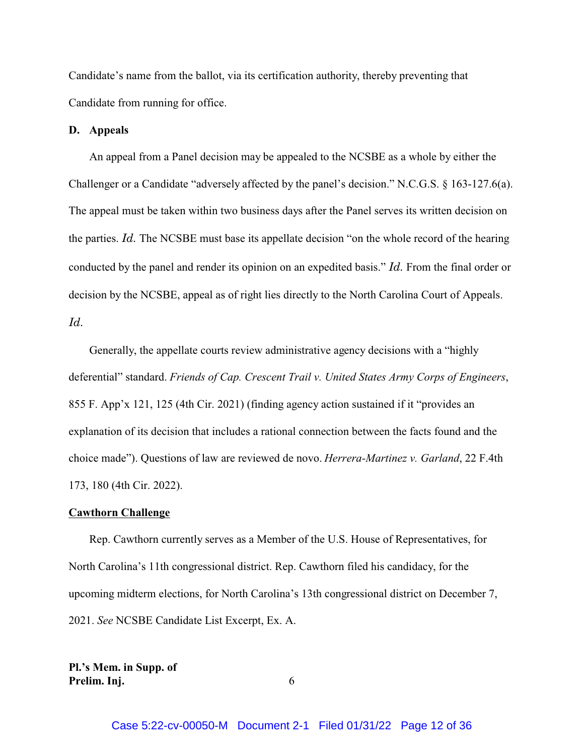Candidate's name from the ballot, via its certification authority, thereby preventing that Candidate from running for office.

**D. Appeals**

An appeal from a Panel decision may be appealed to the NCSBE as a whole by either the Challenger or a Candidate "adversely affected by the panel's decision." N.C.G.S. § 163-127.6(a). The appeal must be taken within two business days after the Panel serves its written decision on the parties. *Id.* The NCSBE must base its appellate decision "on the whole record of the hearing conducted by the panel and render its opinion on an expedited basis." *Id.* From the final order or decision by the NCSBE, appeal as of right lies directly to the North Carolina Court of Appeals. *Id*.

Generally, the appellate courts review administrative agency decisions with a "highly deferential" standard. *Friends of Cap. Crescent Trail v. United States Army Corps of Engineers*, 855 F. App'x 121, 125 (4th Cir. 2021) (finding agency action sustained if it "provides an explanation of its decision that includes a rational connection between the facts found and the choice made"). Questions of law are reviewed de novo. *Herrera-Martinez v. Garland*, 22 F.4th 173, 180 (4th Cir. 2022).

**Cawthorn Challenge**

Rep. Cawthorn currently serves as a Member of the U.S. House of Representatives, for North Carolina's 11th congressional district. Rep. Cawthorn filed his candidacy, for the upcoming midterm elections, for North Carolina's 13th congressional district on December 7, 2021. *See* NCSBE Candidate List Excerpt, Ex. A.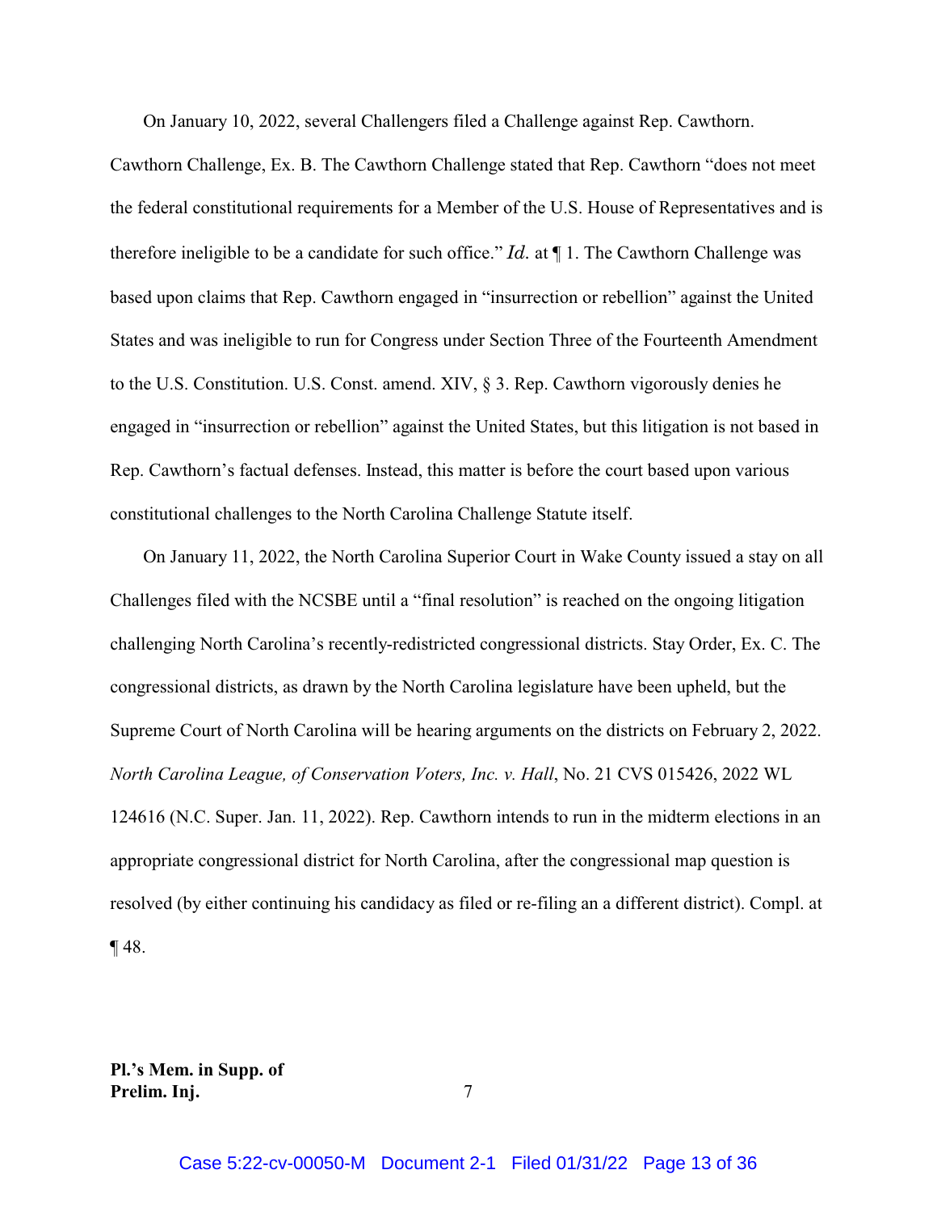On January 10, 2022, several Challengers filed a Challenge against Rep. Cawthorn. Cawthorn Challenge, Ex. B. The Cawthorn Challenge stated that Rep. Cawthorn "does not meet the federal constitutional requirements for a Member of the U.S. House of Representatives and is therefore ineligible to be a candidate for such office." *Id.* at ¶ 1. The Cawthorn Challenge was based upon claims that Rep. Cawthorn engaged in "insurrection or rebellion" against the United States and was ineligible to run for Congress under Section Three of the Fourteenth Amendment to the U.S. Constitution. U.S. Const. amend. XIV, § 3. Rep. Cawthorn vigorously denies he engaged in "insurrection or rebellion" against the United States, but this litigation is not based in Rep. Cawthorn's factual defenses. Instead, this matter is before the court based upon various constitutional challenges to the North Carolina Challenge Statute itself.

On January 11, 2022, the North Carolina Superior Court in Wake County issued a stay on all Challenges filed with the NCSBE until a "final resolution" is reached on the ongoing litigation challenging North Carolina's recently-redistricted congressional districts. Stay Order, Ex. C. The congressional districts, as drawn by the North Carolina legislature have been upheld, but the Supreme Court of North Carolina will be hearing arguments on the districts on February 2, 2022. *North Carolina League, of Conservation Voters, Inc. v. Hall*, No. 21 CVS 015426, 2022 WL 124616 (N.C. Super. Jan. 11, 2022). Rep. Cawthorn intends to run in the midterm elections in an appropriate congressional district for North Carolina, after the congressional map question is resolved (by either continuing his candidacy as filed or re-filing an a different district). Compl. at ¶ 48.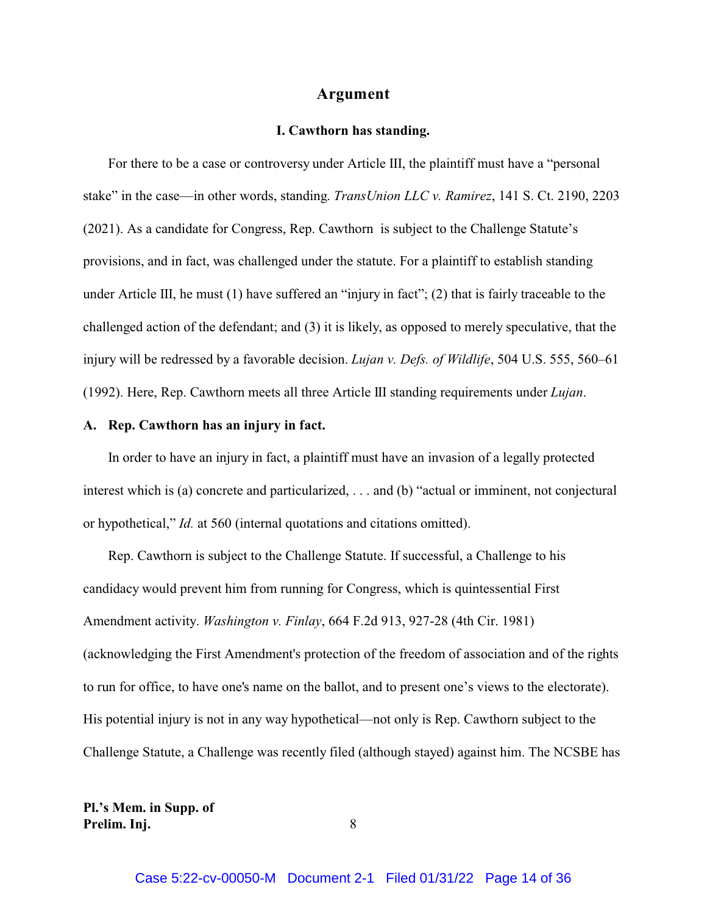## Argument

### I. Cawthorn has standing.

For there to be a case or controversy under Article III, the plaintiff must have a "personal stake" in the case—in other words, standing. *TransUnion LLC v. Ramirez*, 141 S. Ct. 2190, 2203 (2021). As a candidate for Congress, Rep. Cawthorn is subject to the Challenge Statute's provisions, and in fact, was challenged under the statute. For a plaintiff to establish standing under Article III, he must (1) have suffered an "injury in fact"; (2) that is fairly traceable to the challenged action of the defendant; and (3) it is likely, as opposed to merely speculative, that the injury will be redressed by a favorable decision. *Lujan v. Defs. of Wildlife*, 504 U.S. 555, 560–61 (1992). Here, Rep. Cawthorn meets all three Article III standing requirements under *Lujan*.

**A. Rep. Cawthorn has an injury in fact.**

In order to have an injury in fact, a plaintiff must have an invasion of a legally protected interest which is (a) concrete and particularized, . . . and (b) "actual or imminent, not conjectural or hypothetical," *Id.* at 560 (internal quotations and citations omitted).

Rep. Cawthorn is subject to the Challenge Statute. If successful, a Challenge to his candidacy would prevent him from running for Congress, which is quintessential First Amendment activity. *Washington v. Finlay*, 664 F.2d 913, 927-28 (4th Cir. 1981) (acknowledging the First Amendment's protection of the freedom of association and of the rights to run for office, to have one's name on the ballot, and to present one's views to the electorate). His potential injury is not in any way hypothetical—not only is Rep. Cawthorn subject to the Challenge Statute, a Challenge was recently filed (although stayed) against him. The NCSBE has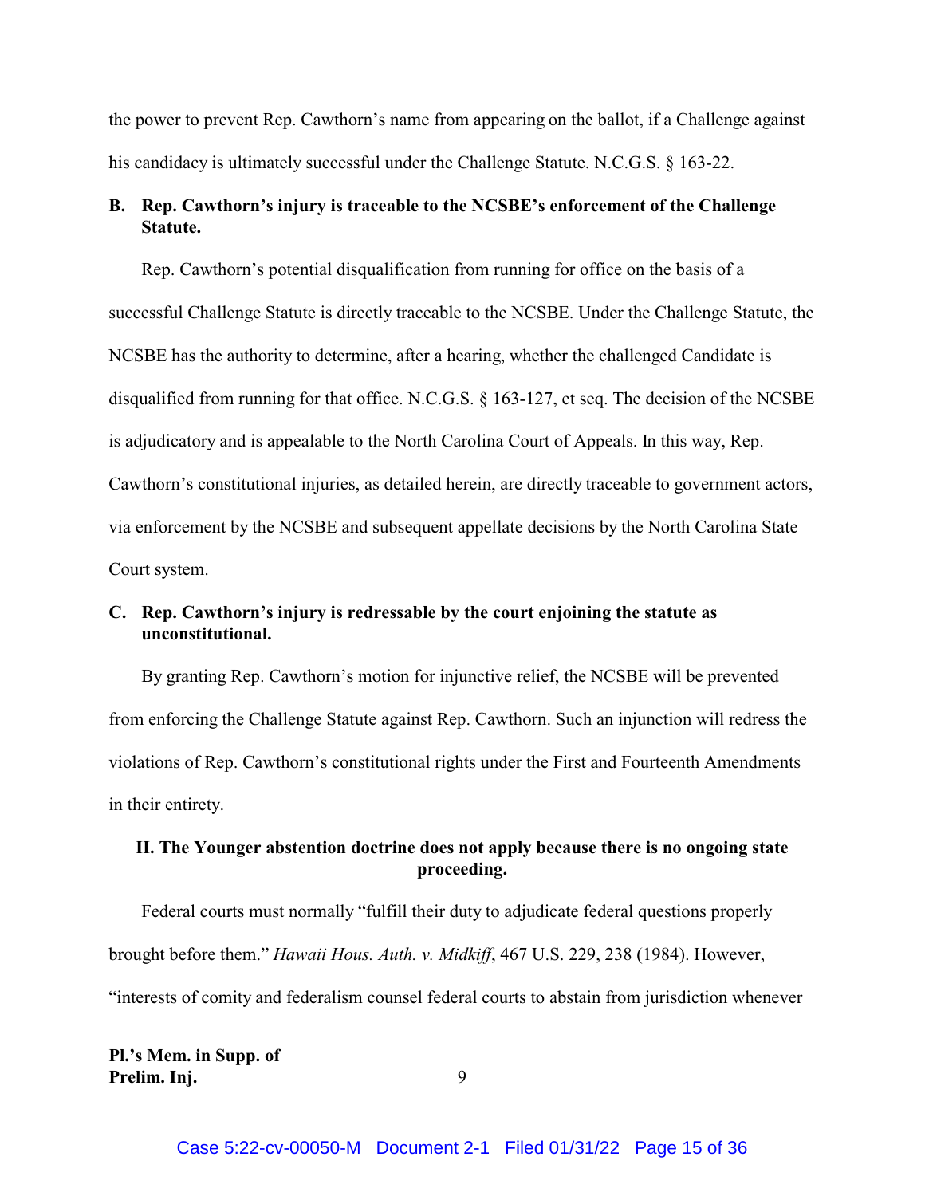the power to prevent Rep. Cawthorn's name from appearing on the ballot, if a Challenge against his candidacy is ultimately successful under the Challenge Statute. N.C.G.S. § 163-22.

### B. Rep. Cawthorn's injury is traceable to the NCSBE's enforcement of the Challenge Statute.

Rep. Cawthorn's potential disqualification from running for office on the basis of a successful Challenge Statute is directly traceable to the NCSBE. Under the Challenge Statute, the NCSBE has the authority to determine, after a hearing, whether the challenged Candidate is disqualified from running for that office. N.C.G.S. § 163-127, et seq. The decision of the NCSBE is adjudicatory and is appealable to the North Carolina Court of Appeals. In this way, Rep. Cawthorn's constitutional injuries, as detailed herein, are directly traceable to government actors, via enforcement by the NCSBE and subsequent appellate decisions by the North Carolina State Court system.

### C. Rep. Cawthorn's injury is redressable by the court enjoining the statute as unconstitutional.

By granting Rep. Cawthorn's motion for injunctive relief, the NCSBE will be prevented from enforcing the Challenge Statute against Rep. Cawthorn. Such an injunction will redress the violations of Rep. Cawthorn's constitutional rights under the First and Fourteenth Amendments in their entirety.

## II. The Younger abstention doctrine does not apply because there is no ongoing state proceeding.

Federal courts must normally "fulfill their duty to adjudicate federal questions properly brought before them." *Hawaii Hous. Auth. v. Midkiff*, 467 U.S. 229, 238 (1984). However, "interests of comity and federalism counsel federal courts to abstain from jurisdiction whenever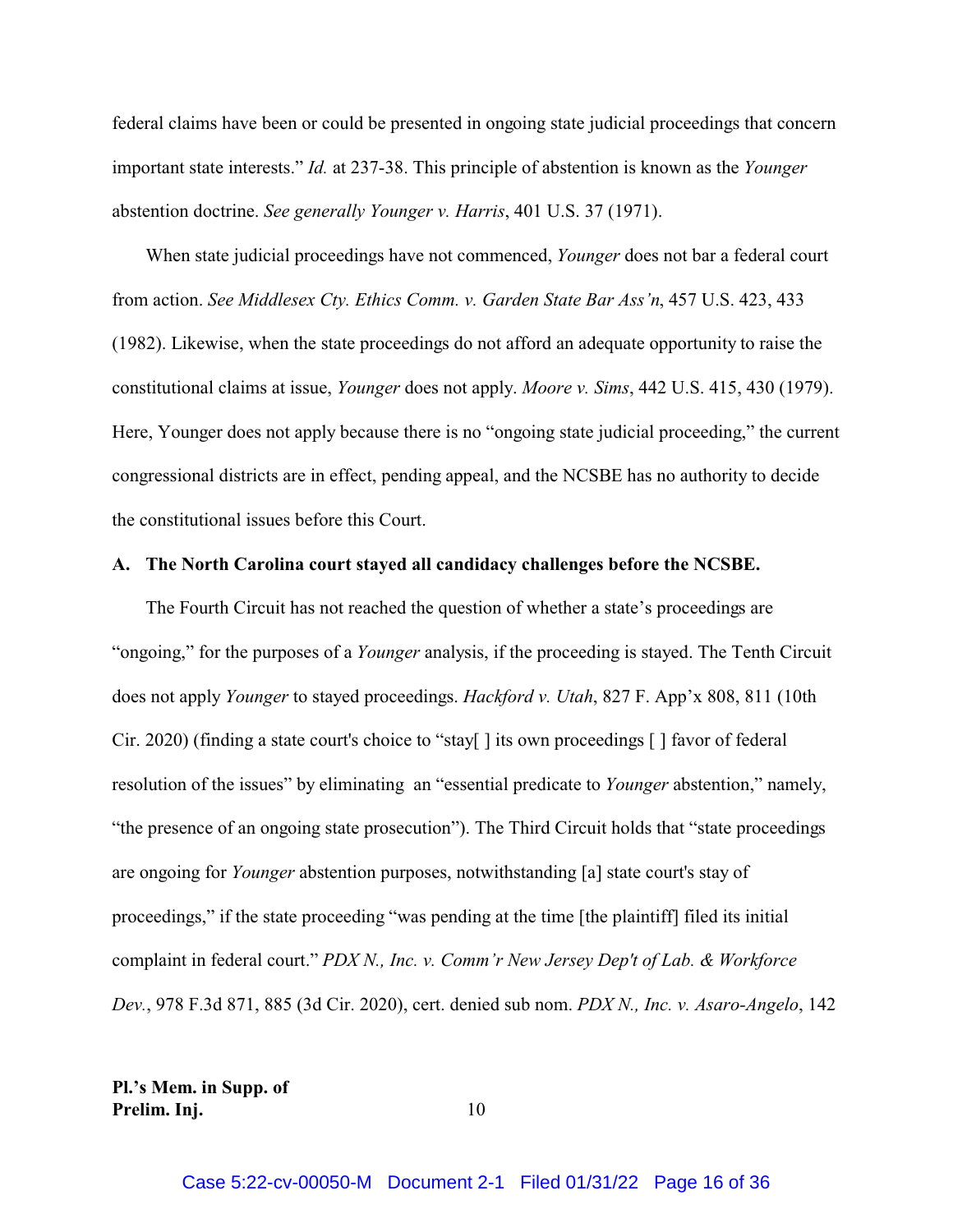federal claims have been or could be presented in ongoing state judicial proceedings that concern important state interests." *Id.* at 237-38. This principle of abstention is known as the *Younger* abstention doctrine. *See generally Younger v. Harris*, 401 U.S. 37 (1971).

When state judicial proceedings have not commenced, *Younger* does not bar a federal court from action. *See Middlesex Cty. Ethics Comm. v. Garden State Bar Ass'n*, 457 U.S. 423, 433 (1982). Likewise, when the state proceedings do not afford an adequate opportunity to raise the constitutional claims at issue, *Younger* does not apply. *Moore v. Sims*, 442 U.S. 415, 430 (1979). Here, Younger does not apply because there is no "ongoing state judicial proceeding," the current congressional districts are in effect, pending appeal, and the NCSBE has no authority to decide the constitutional issues before this Court.

### A. The North Carolina court stayed all candidacy challenges before the NCSBE.

The Fourth Circuit has not reached the question of whether a state's proceedings are "ongoing," for the purposes of a *Younger* analysis, if the proceeding is stayed. The Tenth Circuit does not apply *Younger* to stayed proceedings. *Hackford v. Utah*, 827 F. App'x 808, 811 (10th Cir. 2020) (finding a state court's choice to "stay[ ] its own proceedings [ ] favor of federal resolution of the issues" by eliminating an "essential predicate to *Younger* abstention," namely, "the presence of an ongoing state prosecution"). The Third Circuit holds that "state proceedings are ongoing for *Younger* abstention purposes, notwithstanding [a] state court's stay of proceedings," if the state proceeding "was pending at the time [the plaintiff] filed its initial complaint in federal court." *PDX N., Inc. v. Comm'r New Jersey Dep't of Lab. & Workforce Dev.*, 978 F.3d 871, 885 (3d Cir. 2020), cert. denied sub nom. *PDX N., Inc. v. Asaro-Angelo*, 142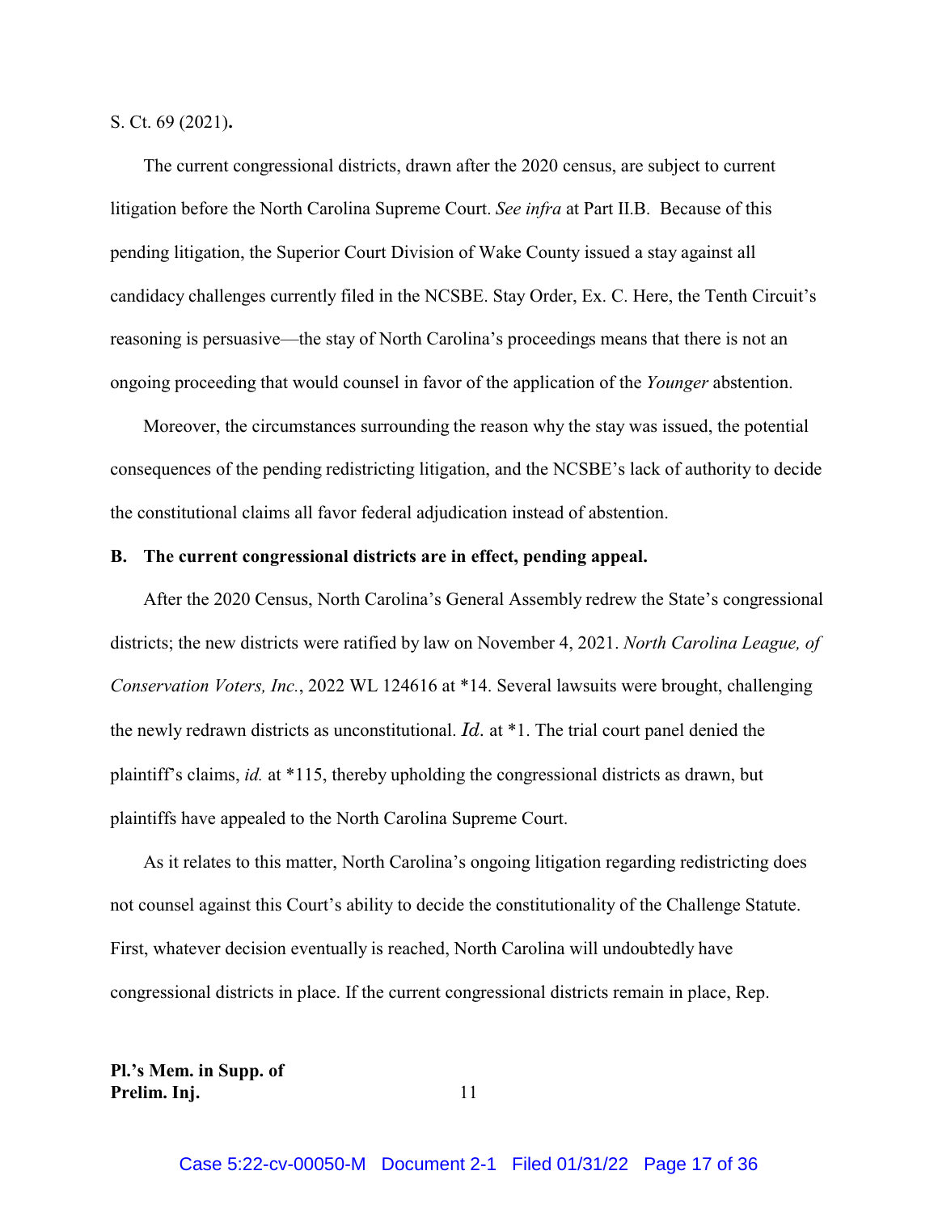S. Ct. 69 (2021)**.**

The current congressional districts, drawn after the 2020 census, are subject to current litigation before the North Carolina Supreme Court. *See infra* at Part II.B. Because of this pending litigation, the Superior Court Division of Wake County issued a stay against all candidacy challenges currently filed in the NCSBE. Stay Order, Ex. C. Here, the Tenth Circuit's reasoning is persuasive—the stay of North Carolina's proceedings means that there is not an ongoing proceeding that would counsel in favor of the application of the *Younger* abstention.

Moreover, the circumstances surrounding the reason why the stay was issued, the potential consequences of the pending redistricting litigation, and the NCSBE's lack of authority to decide the constitutional claims all favor federal adjudication instead of abstention.

**B. The current congressional districts are in effect, pending appeal.**

After the 2020 Census, North Carolina's General Assembly redrew the State's congressional districts; the new districts were ratified by law on November 4, 2021. *North Carolina League, of Conservation Voters, Inc.*, 2022 WL 124616 at \*14. Several lawsuits were brought, challenging the newly redrawn districts as unconstitutional. *Id.* at \*1. The trial court panel denied the plaintiff's claims, *id.* at \*115, thereby upholding the congressional districts as drawn, but plaintiffs have appealed to the North Carolina Supreme Court.

As it relates to this matter, North Carolina's ongoing litigation regarding redistricting does not counsel against this Court's ability to decide the constitutionality of the Challenge Statute. First, whatever decision eventually is reached, North Carolina will undoubtedly have congressional districts in place. If the current congressional districts remain in place, Rep.

**Pl.'s Mem. in Supp. of Prelim. Inj.**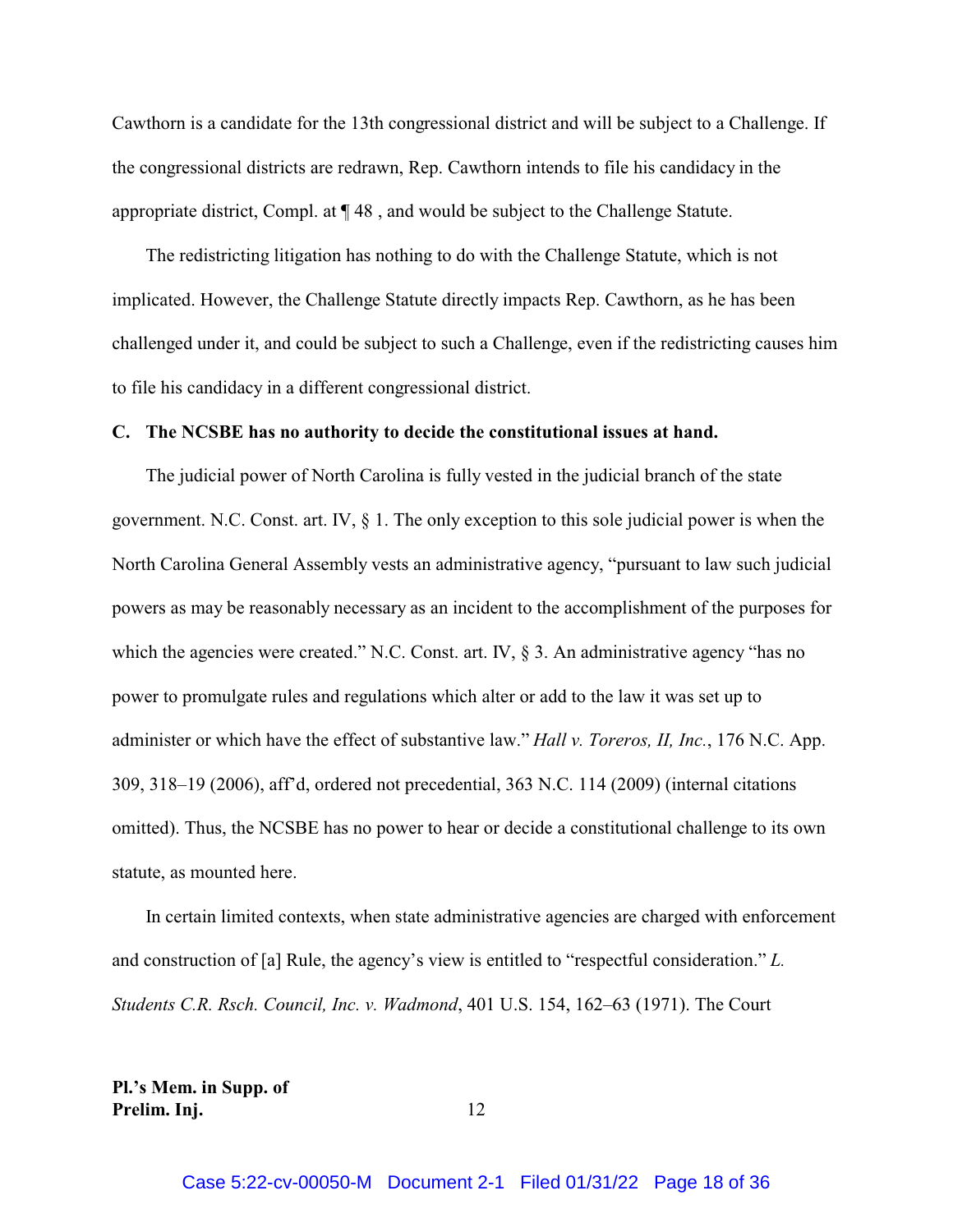Cawthorn is a candidate for the 13th congressional district and will be subject to a Challenge. If the congressional districts are redrawn, Rep. Cawthorn intends to file his candidacy in the appropriate district, Compl. at ¶ 48 , and would be subject to the Challenge Statute.

The redistricting litigation has nothing to do with the Challenge Statute, which is not implicated. However, the Challenge Statute directly impacts Rep. Cawthorn, as he has been challenged under it, and could be subject to such a Challenge, even if the redistricting causes him to file his candidacy in a different congressional district.

**C. The NCSBE has no authority to decide the constitutional issues at hand.**

The judicial power of North Carolina is fully vested in the judicial branch of the state government. N.C. Const. art. IV, § 1. The only exception to this sole judicial power is when the North Carolina General Assembly vests an administrative agency, "pursuant to law such judicial powers as may be reasonably necessary as an incident to the accomplishment of the purposes for which the agencies were created." N.C. Const. art. IV, § 3. An administrative agency "has no power to promulgate rules and regulations which alter or add to the law it was set up to administer or which have the effect of substantive law." *Hall v. Toreros, II, Inc.*, 176 N.C. App. 309, 318–19 (2006), aff'd, ordered not precedential, 363 N.C. 114 (2009) (internal citations omitted). Thus, the NCSBE has no power to hear or decide a constitutional challenge to its own statute, as mounted here.

In certain limited contexts, when state administrative agencies are charged with enforcement and construction of [a] Rule, the agency's view is entitled to "respectful consideration." *L. Students C.R. Rsch. Council, Inc. v. Wadmond*, 401 U.S. 154, 162–63 (1971). The Court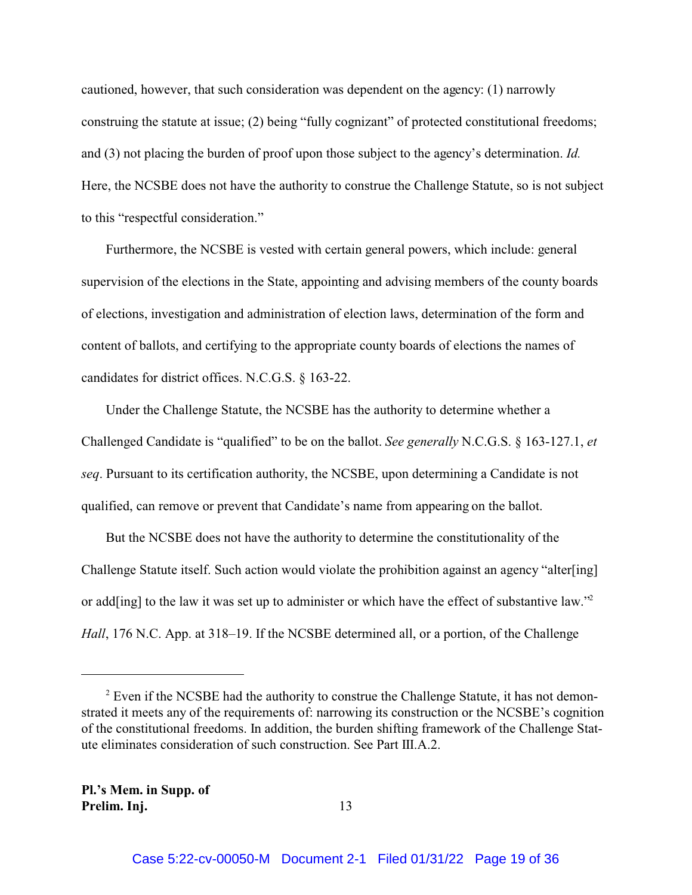cautioned, however, that such consideration was dependent on the agency: (1) narrowly construing the statute at issue; (2) being "fully cognizant" of protected constitutional freedoms; and (3) not placing the burden of proof upon those subject to the agency's determination. *Id.* Here, the NCSBE does not have the authority to construe the Challenge Statute, so is not subject to this "respectful consideration."

Furthermore, the NCSBE is vested with certain general powers, which include: general supervision of the elections in the State, appointing and advising members of the county boards of elections, investigation and administration of election laws, determination of the form and content of ballots, and certifying to the appropriate county boards of elections the names of candidates for district offices. N.C.G.S. § 163-22.

Under the Challenge Statute, the NCSBE has the authority to determine whether a Challenged Candidate is "qualified" to be on the ballot. *See generally* N.C.G.S. § 163-127.1, *et seq*. Pursuant to its certification authority, the NCSBE, upon determining a Candidate is not qualified, can remove or prevent that Candidate's name from appearing on the ballot.

But the NCSBE does not have the authority to determine the constitutionality of the Challenge Statute itself. Such action would violate the prohibition against an agency "alter[ing] or add[ing] to the law it was set up to administer or which have the effect of substantive law."[2] *Hall*, 176 N.C. App. at 318–19. If the NCSBE determined all, or a portion, of the Challenge

[2] Even if the NCSBE had the authority to construe the Challenge Statute, it has not demonstrated it meets any of the requirements of: narrowing its construction or the NCSBE's cognition of the constitutional freedoms. In addition, the burden shifting framework of the Challenge Statute eliminates consideration of such construction. See Part III.A.2.

**Pl.'s Mem. in Supp. of Prelim. Inj.**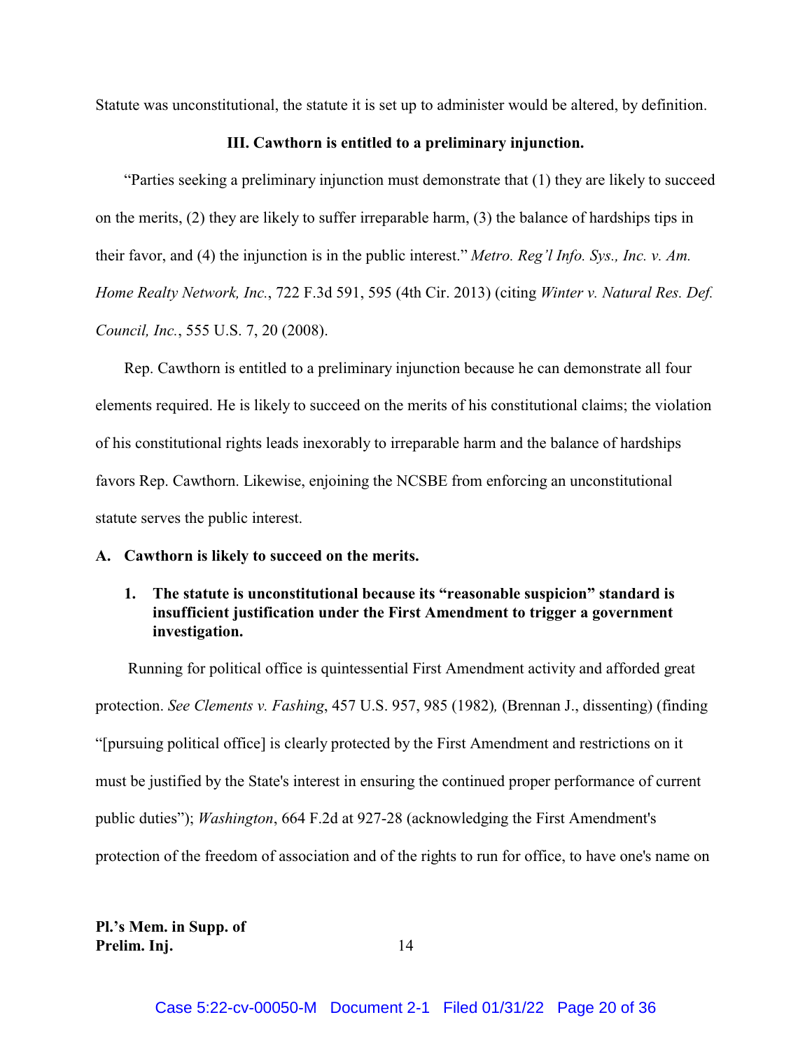Statute was unconstitutional, the statute it is set up to administer would be altered, by definition.

### III. Cawthorn is entitled to a preliminary injunction.

"Parties seeking a preliminary injunction must demonstrate that (1) they are likely to succeed on the merits, (2) they are likely to suffer irreparable harm, (3) the balance of hardships tips in their favor, and (4) the injunction is in the public interest." *Metro. Reg'l Info. Sys., Inc. v. Am. Home Realty Network, Inc.*, 722 F.3d 591, 595 (4th Cir. 2013) (citing *Winter v. Natural Res. Def. Council, Inc.*, 555 U.S. 7, 20 (2008).

Rep. Cawthorn is entitled to a preliminary injunction because he can demonstrate all four elements required. He is likely to succeed on the merits of his constitutional claims; the violation of his constitutional rights leads inexorably to irreparable harm and the balance of hardships favors Rep. Cawthorn. Likewise, enjoining the NCSBE from enforcing an unconstitutional statute serves the public interest.

**A. Cawthorn is likely to succeed on the merits.**

**1. The statute is unconstitutional because its "reasonable suspicion" standard is insufficient justification under the First Amendment to trigger a government investigation.**

Running for political office is quintessential First Amendment activity and afforded great protection. *See Clements v. Fashing*, 457 U.S. 957, 985 (1982), (Brennan J., dissenting) (finding "[pursuing political office] is clearly protected by the First Amendment and restrictions on it must be justified by the State's interest in ensuring the continued proper performance of current public duties"); *Washington*, 664 F.2d at 927-28 (acknowledging the First Amendment's protection of the freedom of association and of the rights to run for office, to have one's name on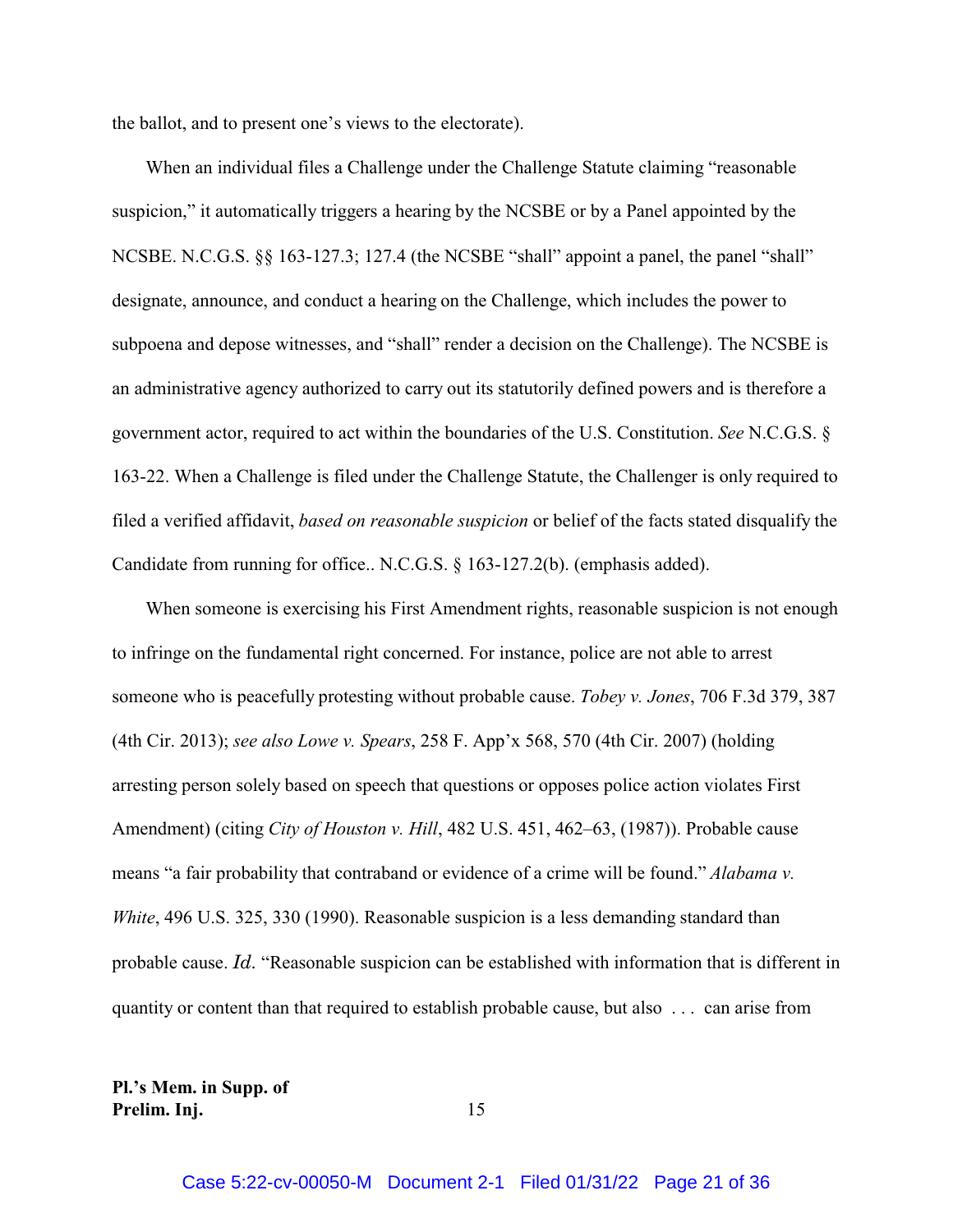the ballot, and to present one's views to the electorate).

When an individual files a Challenge under the Challenge Statute claiming "reasonable suspicion," it automatically triggers a hearing by the NCSBE or by a Panel appointed by the NCSBE. N.C.G.S. §§ 163-127.3; 127.4 (the NCSBE "shall" appoint a panel, the panel "shall" designate, announce, and conduct a hearing on the Challenge, which includes the power to subpoena and depose witnesses, and "shall" render a decision on the Challenge). The NCSBE is an administrative agency authorized to carry out its statutorily defined powers and is therefore a government actor, required to act within the boundaries of the U.S. Constitution. *See* N.C.G.S. § 163-22. When a Challenge is filed under the Challenge Statute, the Challenger is only required to filed a verified affidavit, *based on reasonable suspicion* or belief of the facts stated disqualify the Candidate from running for office.. N.C.G.S. § 163-127.2(b). (emphasis added).

When someone is exercising his First Amendment rights, reasonable suspicion is not enough to infringe on the fundamental right concerned. For instance, police are not able to arrest someone who is peacefully protesting without probable cause. *Tobey v. Jones*, 706 F.3d 379, 387 (4th Cir. 2013); *see also Lowe v. Spears*, 258 F. App'x 568, 570 (4th Cir. 2007) (holding arresting person solely based on speech that questions or opposes police action violates First Amendment) (citing *City of Houston v. Hill*, 482 U.S. 451, 462–63, (1987)). Probable cause means "a fair probability that contraband or evidence of a crime will be found." *Alabama v. White*, 496 U.S. 325, 330 (1990). Reasonable suspicion is a less demanding standard than probable cause. *Id*. "Reasonable suspicion can be established with information that is different in quantity or content than that required to establish probable cause, but also . . . can arise from

**Pl.'s Mem. in Supp. of Prelim. Inj.**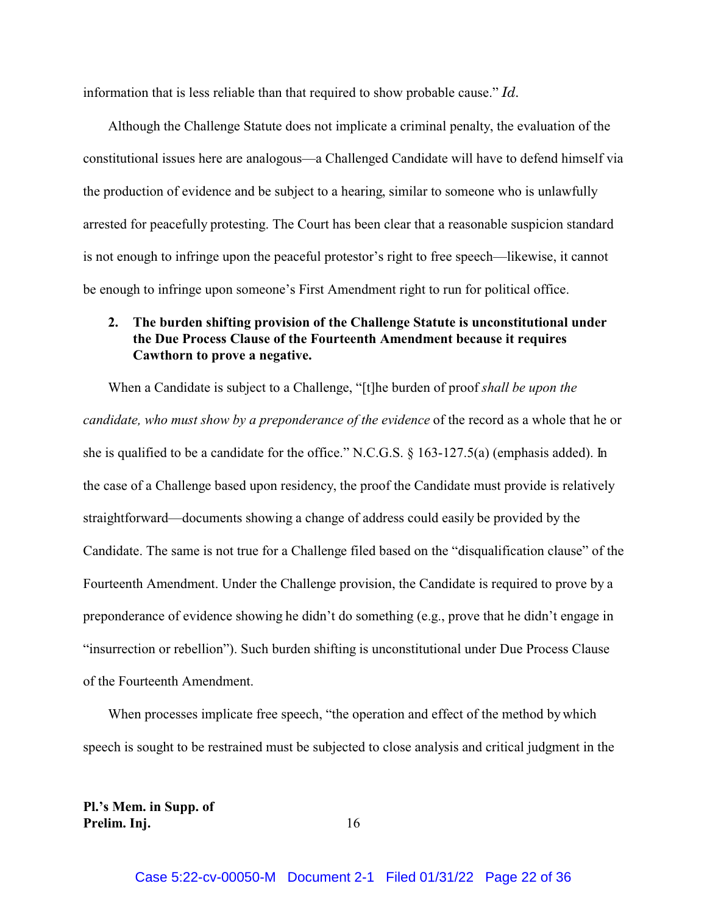information that is less reliable than that required to show probable cause." *Id*.

Although the Challenge Statute does not implicate a criminal penalty, the evaluation of the constitutional issues here are analogous—a Challenged Candidate will have to defend himself via the production of evidence and be subject to a hearing, similar to someone who is unlawfully arrested for peacefully protesting. The Court has been clear that a reasonable suspicion standard is not enough to infringe upon the peaceful protestor's right to free speech—likewise, it cannot be enough to infringe upon someone's First Amendment right to run for political office.

**2. The burden shifting provision of the Challenge Statute is unconstitutional under the Due Process Clause of the Fourteenth Amendment because it requires Cawthorn to prove a negative.**

When a Candidate is subject to a Challenge, "[t]he burden of proof *shall be upon the candidate, who must show by a preponderance of the evidence* of the record as a whole that he or she is qualified to be a candidate for the office." N.C.G.S. § 163-127.5(a) (emphasis added). In the case of a Challenge based upon residency, the proof the Candidate must provide is relatively straightforward—documents showing a change of address could easily be provided by the Candidate. The same is not true for a Challenge filed based on the "disqualification clause" of the Fourteenth Amendment. Under the Challenge provision, the Candidate is required to prove by a preponderance of evidence showing he didn't do something (e.g., prove that he didn't engage in "insurrection or rebellion"). Such burden shifting is unconstitutional under Due Process Clause of the Fourteenth Amendment.

When processes implicate free speech, "the operation and effect of the method by which speech is sought to be restrained must be subjected to close analysis and critical judgment in the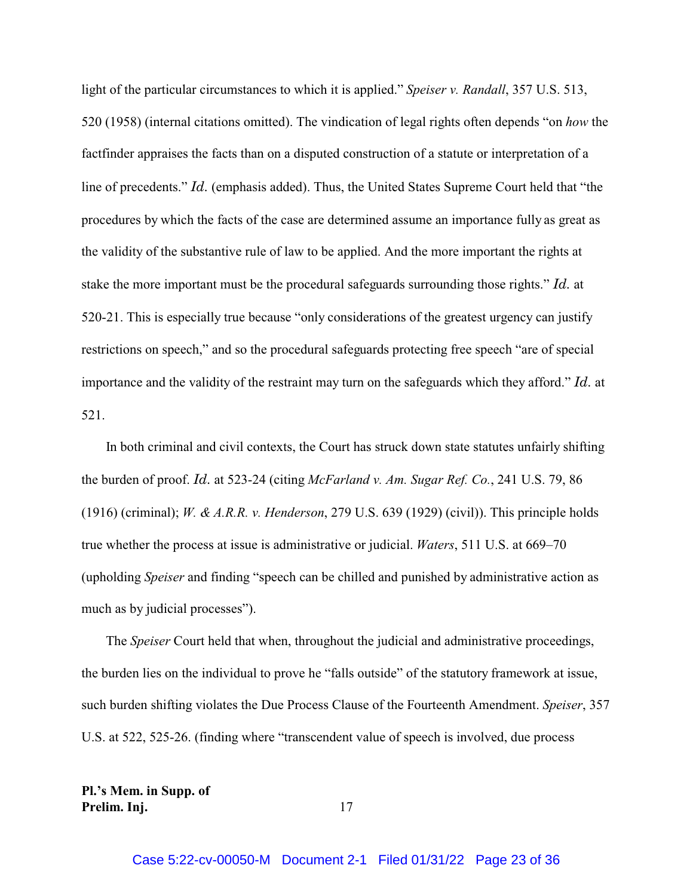light of the particular circumstances to which it is applied." *Speiser v. Randall*, 357 U.S. 513, 520 (1958) (internal citations omitted). The vindication of legal rights often depends "on *how* the factfinder appraises the facts than on a disputed construction of a statute or interpretation of a line of precedents." *Id.* (emphasis added). Thus, the United States Supreme Court held that "the procedures by which the facts of the case are determined assume an importance fully as great as the validity of the substantive rule of law to be applied. And the more important the rights at stake the more important must be the procedural safeguards surrounding those rights." *Id.* at 520-21. This is especially true because "only considerations of the greatest urgency can justify restrictions on speech," and so the procedural safeguards protecting free speech "are of special importance and the validity of the restraint may turn on the safeguards which they afford." *Id.* at 521.

In both criminal and civil contexts, the Court has struck down state statutes unfairly shifting the burden of proof. *Id.* at 523-24 (citing *McFarland v. Am. Sugar Ref. Co.*, 241 U.S. 79, 86 (1916) (criminal); *W. & A.R.R. v. Henderson*, 279 U.S. 639 (1929) (civil)). This principle holds true whether the process at issue is administrative or judicial. *Waters*, 511 U.S. at 669–70 (upholding *Speiser* and finding "speech can be chilled and punished by administrative action as much as by judicial processes").

The *Speiser* Court held that when, throughout the judicial and administrative proceedings, the burden lies on the individual to prove he "falls outside" of the statutory framework at issue, such burden shifting violates the Due Process Clause of the Fourteenth Amendment. *Speiser*, 357 U.S. at 522, 525-26. (finding where "transcendent value of speech is involved, due process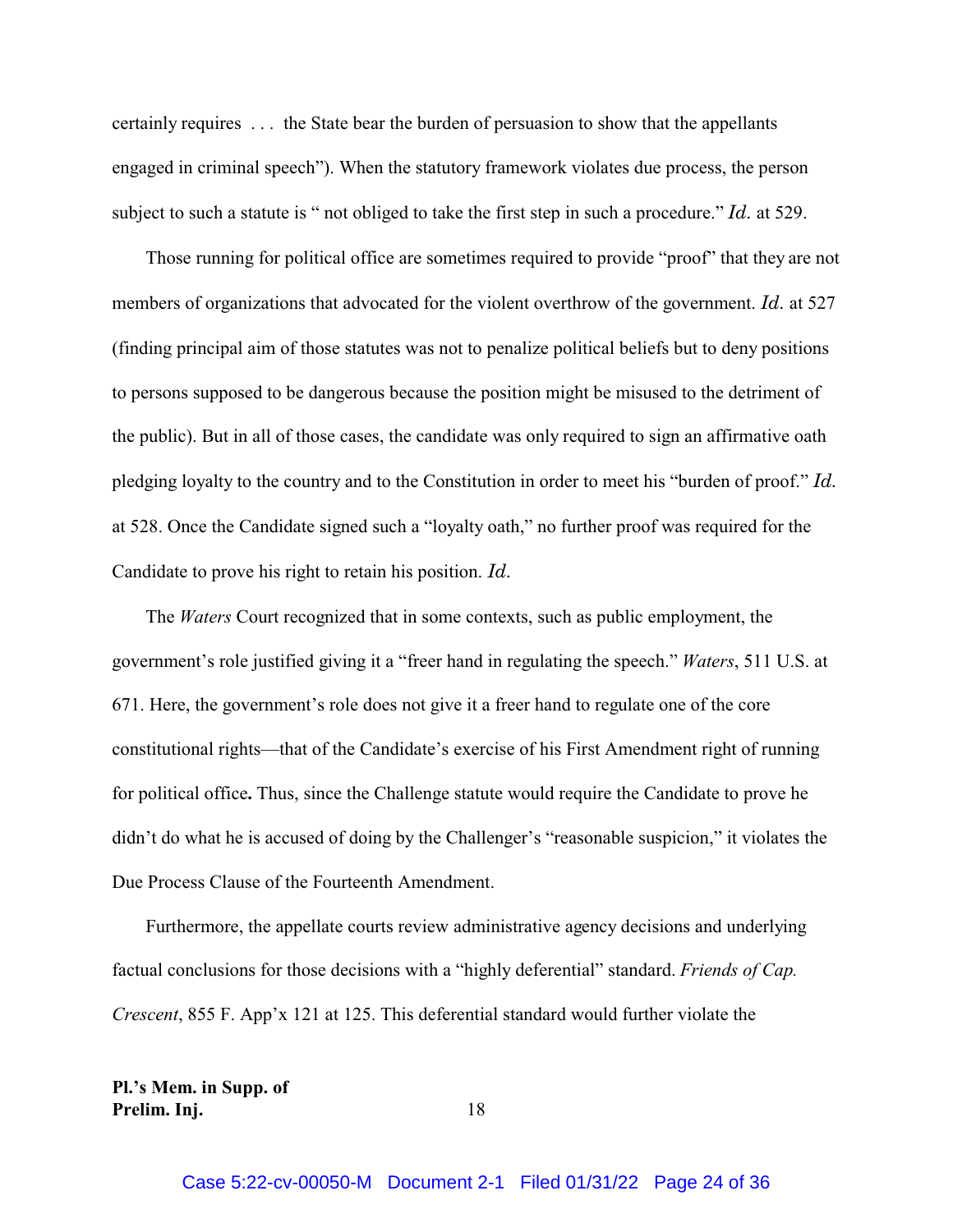certainly requires . . . the State bear the burden of persuasion to show that the appellants engaged in criminal speech"). When the statutory framework violates due process, the person subject to such a statute is " not obliged to take the first step in such a procedure." *Id.* at 529.

Those running for political office are sometimes required to provide "proof" that they are not members of organizations that advocated for the violent overthrow of the government. *Id.* at 527 (finding principal aim of those statutes was not to penalize political beliefs but to deny positions to persons supposed to be dangerous because the position might be misused to the detriment of the public). But in all of those cases, the candidate was only required to sign an affirmative oath pledging loyalty to the country and to the Constitution in order to meet his "burden of proof." *Id.* at 528. Once the Candidate signed such a "loyalty oath," no further proof was required for the Candidate to prove his right to retain his position. *Id.*

The *Waters* Court recognized that in some contexts, such as public employment, the government's role justified giving it a "freer hand in regulating the speech." *Waters*, 511 U.S. at 671. Here, the government's role does not give it a freer hand to regulate one of the core constitutional rights—that of the Candidate's exercise of his First Amendment right of running for political office**.** Thus, since the Challenge statute would require the Candidate to prove he didn't do what he is accused of doing by the Challenger's "reasonable suspicion," it violates the Due Process Clause of the Fourteenth Amendment.

Furthermore, the appellate courts review administrative agency decisions and underlying factual conclusions for those decisions with a "highly deferential" standard. *Friends of Cap. Crescent*, 855 F. App'x 121 at 125. This deferential standard would further violate the

**Pl.'s Mem. in Supp. of Prelim. Inj.**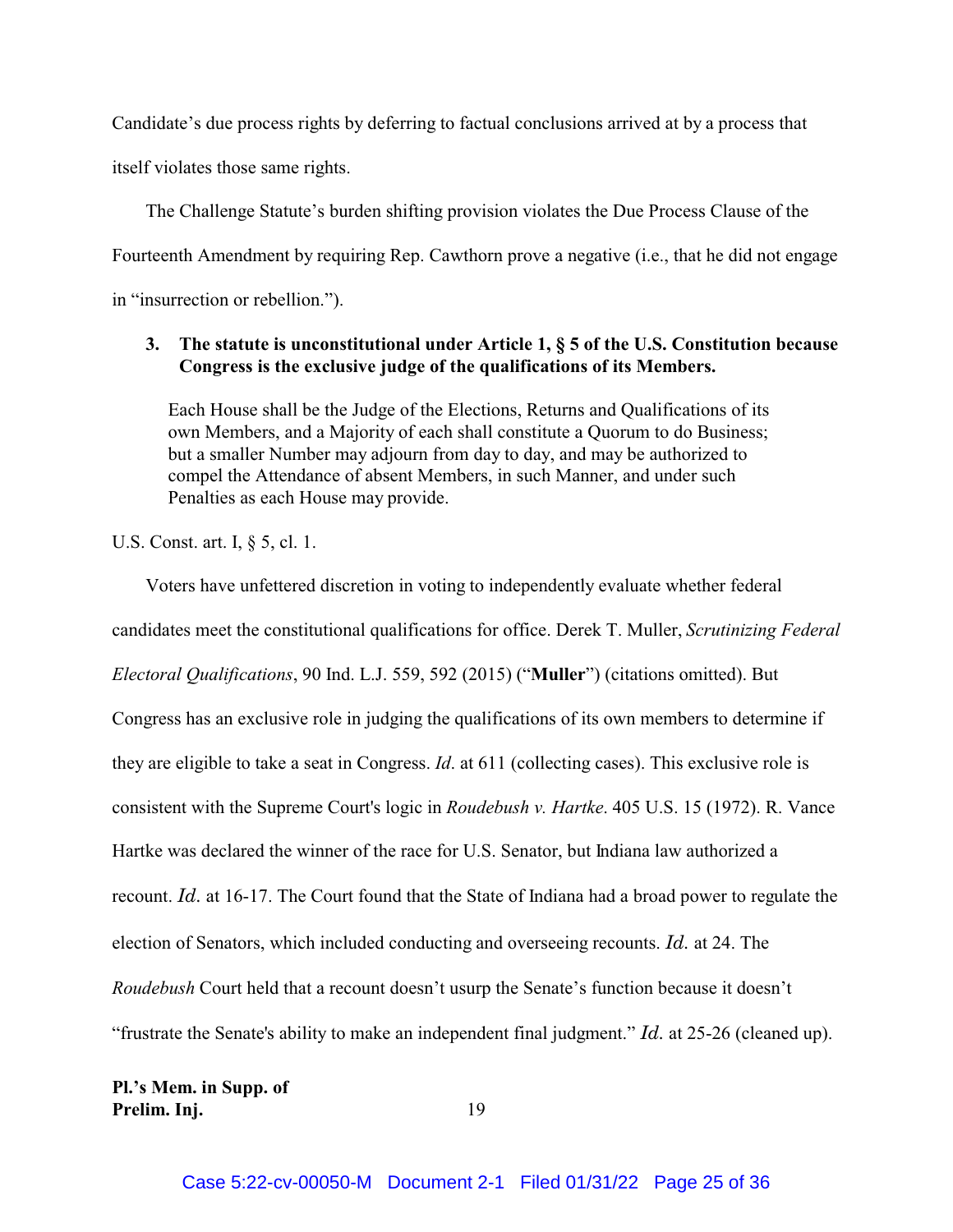Candidate's due process rights by deferring to factual conclusions arrived at by a process that itself violates those same rights.

The Challenge Statute's burden shifting provision violates the Due Process Clause of the Fourteenth Amendment by requiring Rep. Cawthorn prove a negative (i.e., that he did not engage in "insurrection or rebellion.").

### 3. The statute is unconstitutional under Article 1, § 5 of the U.S. Constitution because Congress is the exclusive judge of the qualifications of its Members.

> Each House shall be the Judge of the Elections, Returns and Qualifications of its own Members, and a Majority of each shall constitute a Quorum to do Business; but a smaller Number may adjourn from day to day, and may be authorized to compel the Attendance of absent Members, in such Manner, and under such Penalties as each House may provide.

U.S. Const. art. I, § 5, cl. 1.

Voters have unfettered discretion in voting to independently evaluate whether federal candidates meet the constitutional qualifications for office. Derek T. Muller, *Scrutinizing Federal Electoral Qualifications*, 90 Ind. L.J. 559, 592 (2015) ("**Muller**") (citations omitted). But Congress has an exclusive role in judging the qualifications of its own members to determine if they are eligible to take a seat in Congress. *Id*. at 611 (collecting cases). This exclusive role is consistent with the Supreme Court's logic in *Roudebush v. Hartke*. 405 U.S. 15 (1972). R. Vance Hartke was declared the winner of the race for U.S. Senator, but Indiana law authorized a recount. *Id.* at 16-17. The Court found that the State of Indiana had a broad power to regulate the election of Senators, which included conducting and overseeing recounts. *Id.* at 24. The *Roudebush* Court held that a recount doesn't usurp the Senate's function because it doesn't "frustrate the Senate's ability to make an independent final judgment." *Id.* at 25-26 (cleaned up).

**Pl.'s Mem. in Supp. of Prelim. Inj.**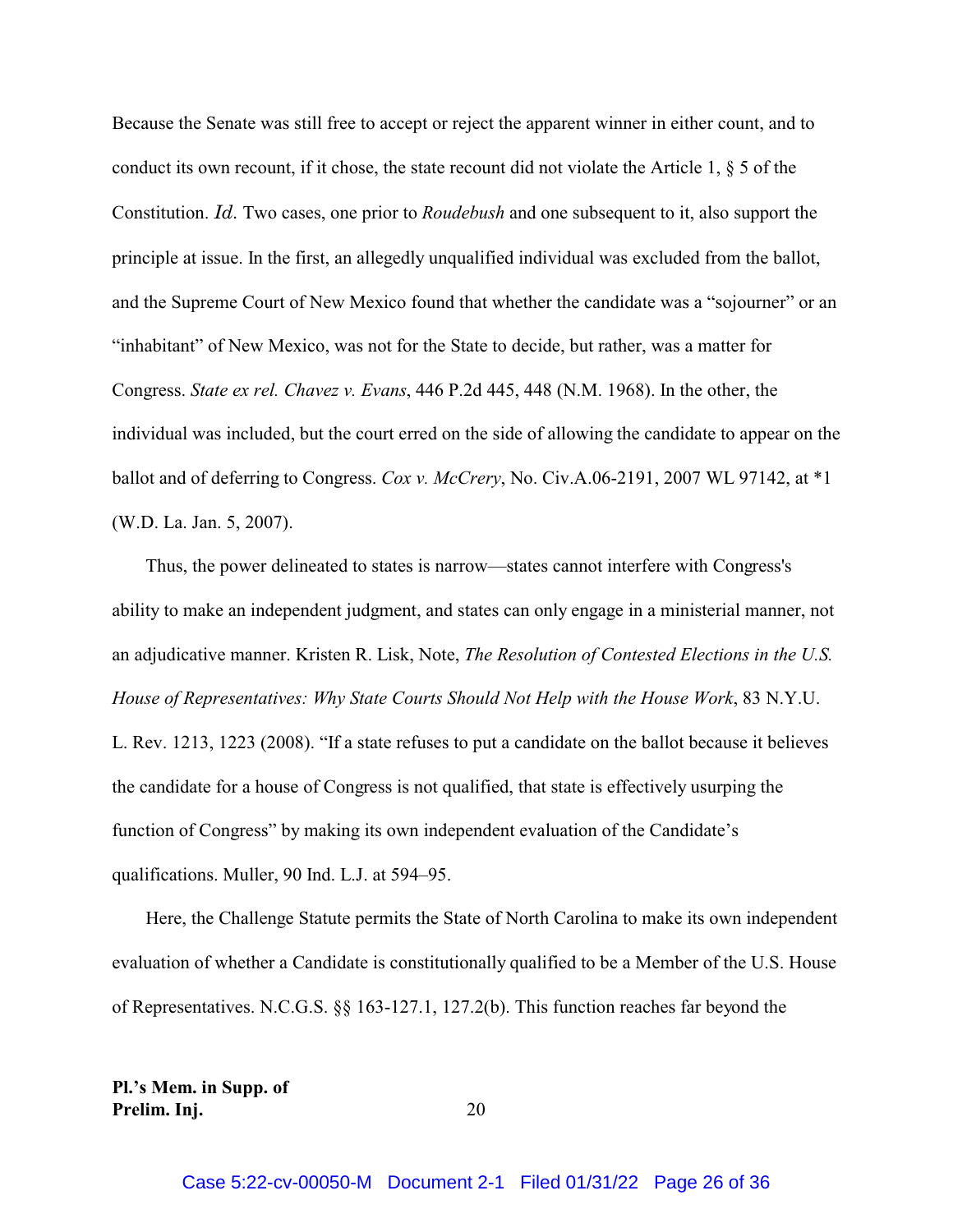Because the Senate was still free to accept or reject the apparent winner in either count, and to conduct its own recount, if it chose, the state recount did not violate the Article 1, § 5 of the Constitution. *Id.* Two cases, one prior to *Roudebush* and one subsequent to it, also support the principle at issue. In the first, an allegedly unqualified individual was excluded from the ballot, and the Supreme Court of New Mexico found that whether the candidate was a "sojourner" or an "inhabitant" of New Mexico, was not for the State to decide, but rather, was a matter for Congress. *State ex rel. Chavez v. Evans*, 446 P.2d 445, 448 (N.M. 1968). In the other, the individual was included, but the court erred on the side of allowing the candidate to appear on the ballot and of deferring to Congress. *Cox v. McCrery*, No. Civ.A.06-2191, 2007 WL 97142, at *1 (W.D. La. Jan. 5, 2007).

Thus, the power delineated to states is narrow—states cannot interfere with Congress's ability to make an independent judgment, and states can only engage in a ministerial manner, not an adjudicative manner. Kristen R. Lisk, Note, *The Resolution of Contested Elections in the U.S. House of Representatives: Why State Courts Should Not Help with the House Work*, 83 N.Y.U. L. Rev. 1213, 1223 (2008). "If a state refuses to put a candidate on the ballot because it believes the candidate for a house of Congress is not qualified, that state is effectively usurping the function of Congress" by making its own independent evaluation of the Candidate's qualifications. Muller, 90 Ind. L.J. at 594–95.

Here, the Challenge Statute permits the State of North Carolina to make its own independent evaluation of whether a Candidate is constitutionally qualified to be a Member of the U.S. House of Representatives. N.C.G.S. §§ 163-127.1, 127.2(b). This function reaches far beyond the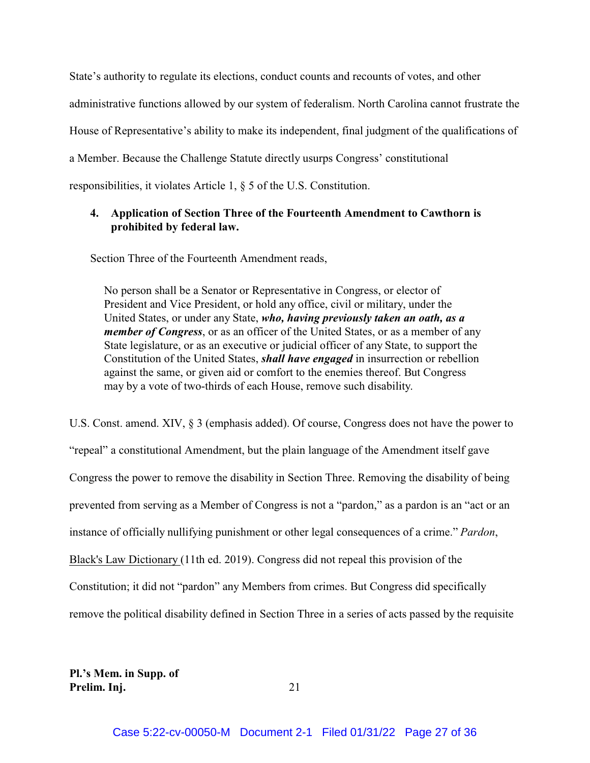State's authority to regulate its elections, conduct counts and recounts of votes, and other administrative functions allowed by our system of federalism. North Carolina cannot frustrate the House of Representative's ability to make its independent, final judgment of the qualifications of a Member. Because the Challenge Statute directly usurps Congress' constitutional responsibilities, it violates Article 1, § 5 of the U.S. Constitution.

**4. Application of Section Three of the Fourteenth Amendment to Cawthorn is prohibited by federal law.**

Section Three of the Fourteenth Amendment reads,

> No person shall be a Senator or Representative in Congress, or elector of President and Vice President, or hold any office, civil or military, under the United States, or under any State, ***who, having previously taken an oath, as a member of Congress***, or as an officer of the United States, or as a member of any State legislature, or as an executive or judicial officer of any State, to support the Constitution of the United States, ***shall have engaged*** in insurrection or rebellion against the same, or given aid or comfort to the enemies thereof. But Congress may by a vote of two-thirds of each House, remove such disability.

U.S. Const. amend. XIV, § 3 (emphasis added). Of course, Congress does not have the power to "repeal" a constitutional Amendment, but the plain language of the Amendment itself gave Congress the power to remove the disability in Section Three. Removing the disability of being prevented from serving as a Member of Congress is not a "pardon," as a pardon is an "act or an instance of officially nullifying punishment or other legal consequences of a crime." *Pardon*, Black's Law Dictionary (11th ed. 2019). Congress did not repeal this provision of the Constitution; it did not "pardon" any Members from crimes. But Congress did specifically remove the political disability defined in Section Three in a series of acts passed by the requisite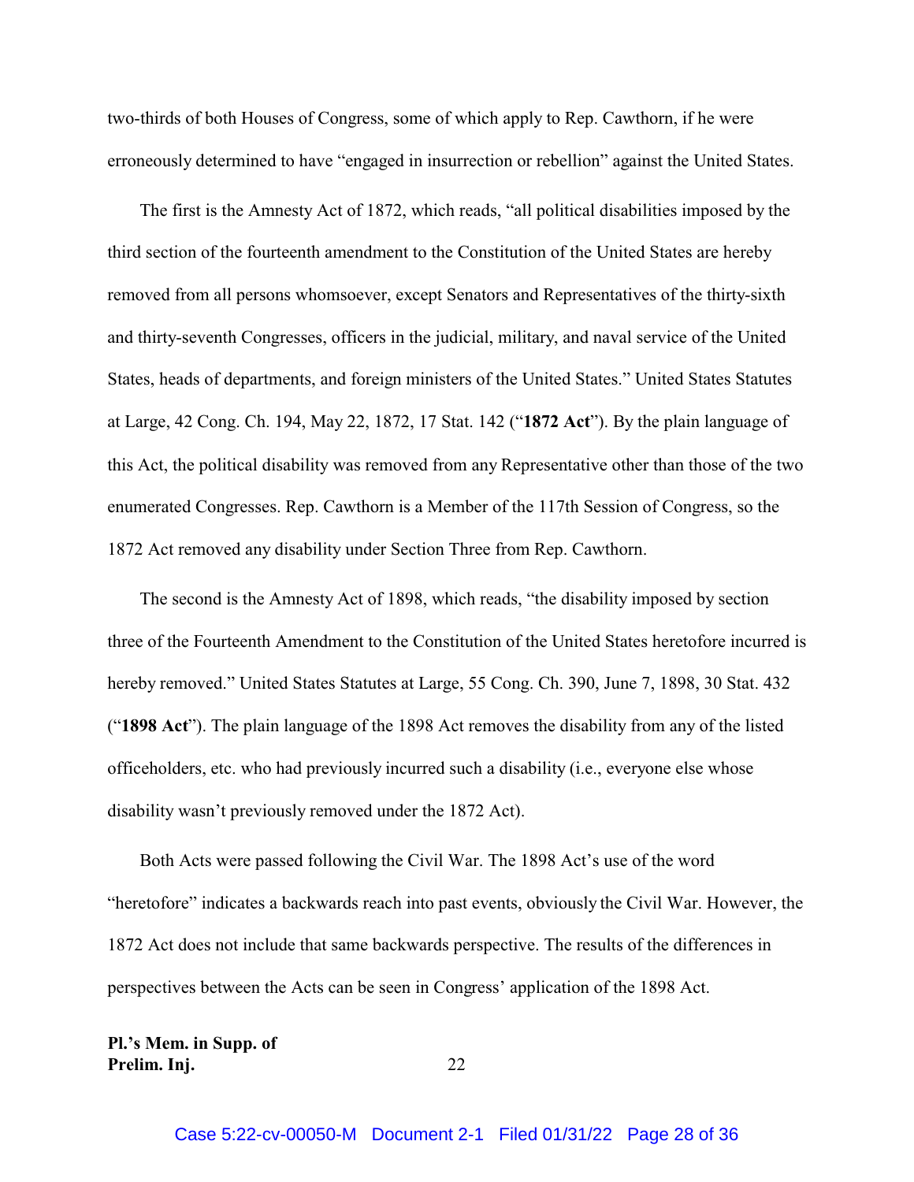two-thirds of both Houses of Congress, some of which apply to Rep. Cawthorn, if he were erroneously determined to have "engaged in insurrection or rebellion" against the United States.

The first is the Amnesty Act of 1872, which reads, "all political disabilities imposed by the third section of the fourteenth amendment to the Constitution of the United States are hereby removed from all persons whomsoever, except Senators and Representatives of the thirty-sixth and thirty-seventh Congresses, officers in the judicial, military, and naval service of the United States, heads of departments, and foreign ministers of the United States." United States Statutes at Large, 42 Cong. Ch. 194, May 22, 1872, 17 Stat. 142 ("**1872 Act**"). By the plain language of this Act, the political disability was removed from any Representative other than those of the two enumerated Congresses. Rep. Cawthorn is a Member of the 117th Session of Congress, so the 1872 Act removed any disability under Section Three from Rep. Cawthorn.

The second is the Amnesty Act of 1898, which reads, "the disability imposed by section three of the Fourteenth Amendment to the Constitution of the United States heretofore incurred is hereby removed." United States Statutes at Large, 55 Cong. Ch. 390, June 7, 1898, 30 Stat. 432 ("**1898 Act**"). The plain language of the 1898 Act removes the disability from any of the listed officeholders, etc. who had previously incurred such a disability (i.e., everyone else whose disability wasn't previously removed under the 1872 Act).

Both Acts were passed following the Civil War. The 1898 Act's use of the word "heretofore" indicates a backwards reach into past events, obviously the Civil War. However, the 1872 Act does not include that same backwards perspective. The results of the differences in perspectives between the Acts can be seen in Congress' application of the 1898 Act.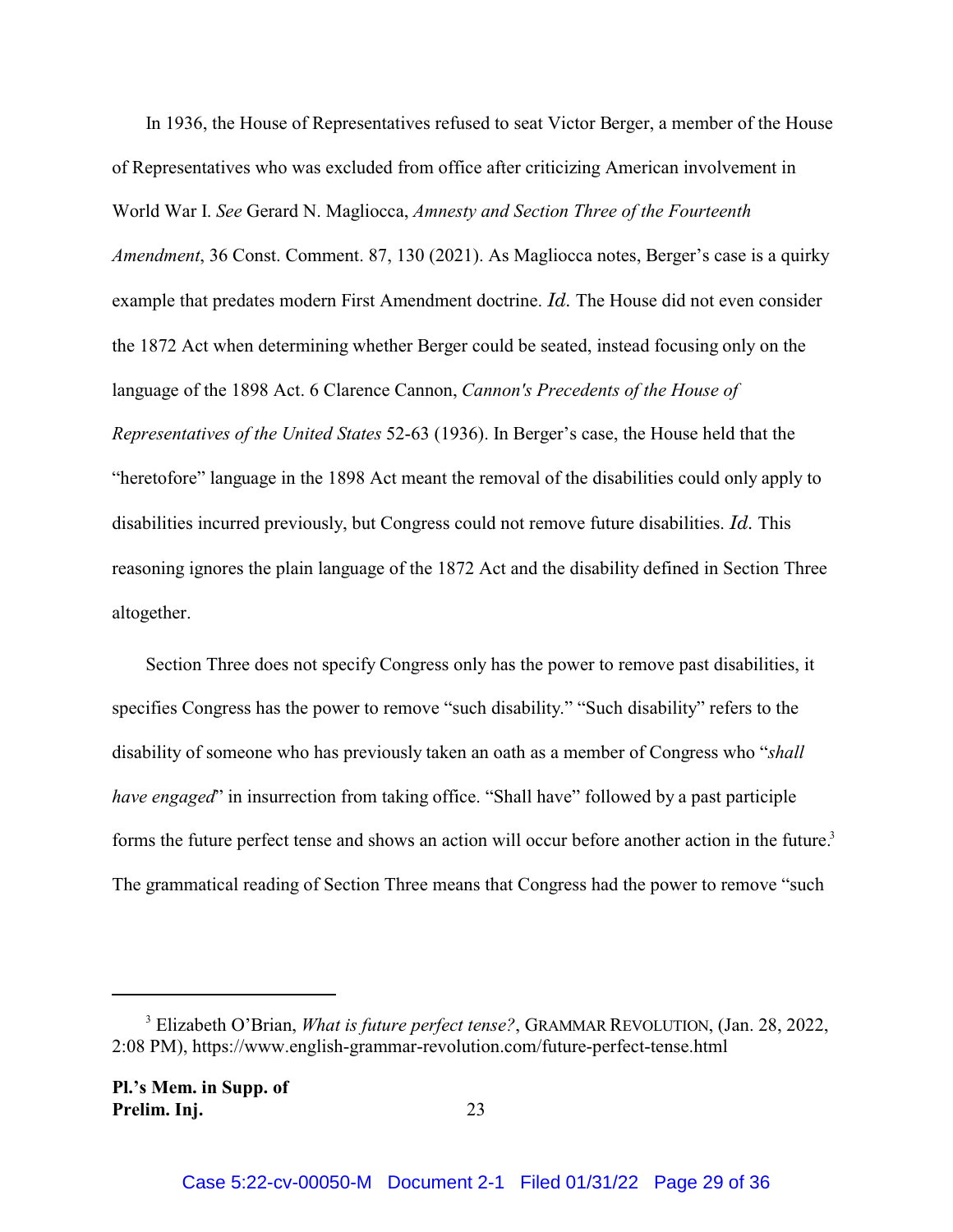In 1936, the House of Representatives refused to seat Victor Berger, a member of the House of Representatives who was excluded from office after criticizing American involvement in World War I. *See* Gerard N. Magliocca, *Amnesty and Section Three of the Fourteenth Amendment*, 36 Const. Comment. 87, 130 (2021). As Magliocca notes, Berger's case is a quirky example that predates modern First Amendment doctrine. *Id.* The House did not even consider the 1872 Act when determining whether Berger could be seated, instead focusing only on the language of the 1898 Act. 6 Clarence Cannon, *Cannon's Precedents of the House of Representatives of the United States* 52-63 (1936). In Berger's case, the House held that the "heretofore" language in the 1898 Act meant the removal of the disabilities could only apply to disabilities incurred previously, but Congress could not remove future disabilities. *Id.* This reasoning ignores the plain language of the 1872 Act and the disability defined in Section Three altogether.

Section Three does not specify Congress only has the power to remove past disabilities, it specifies Congress has the power to remove "such disability." "Such disability" refers to the disability of someone who has previously taken an oath as a member of Congress who "*shall have engaged*" in insurrection from taking office. "Shall have" followed by a past participle forms the future perfect tense and shows an action will occur before another action in the future.[3] The grammatical reading of Section Three means that Congress had the power to remove "such

[3] Elizabeth O'Brian, *What is future perfect tense?*, GRAMMAR REVOLUTION, (Jan. 28, 2022, 2:08 PM), https://www.english-grammar-revolution.com/future-perfect-tense.html

**Pl.'s Mem. in Supp. of Prelim. Inj.**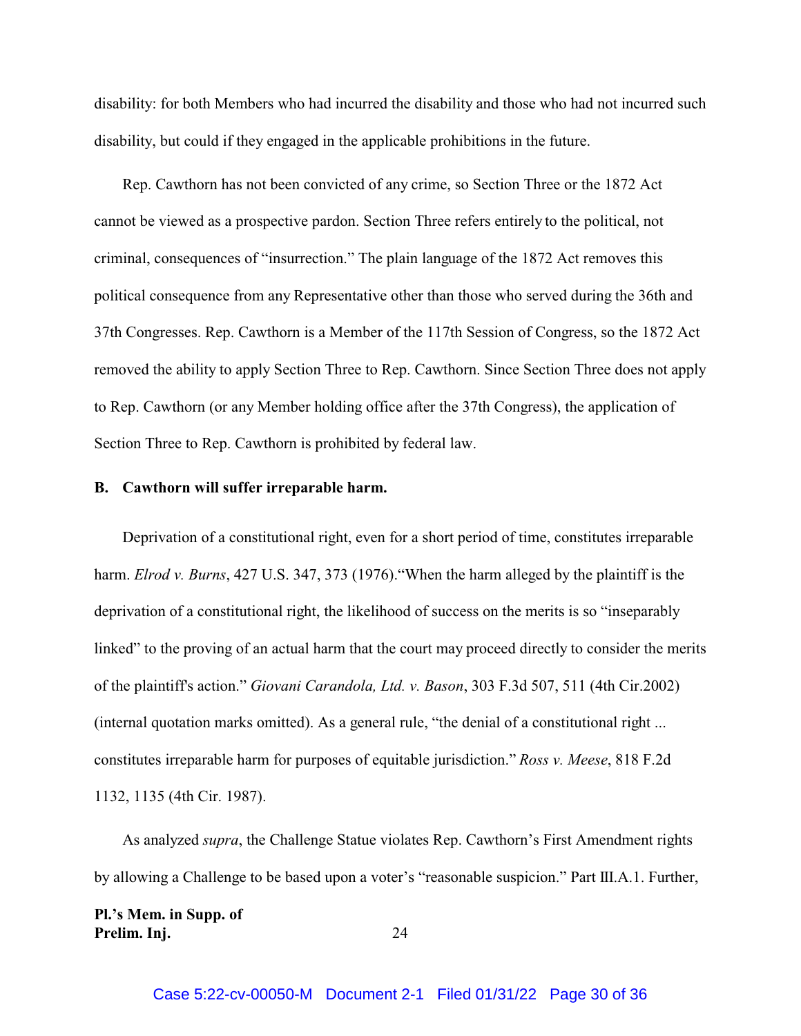disability: for both Members who had incurred the disability and those who had not incurred such disability, but could if they engaged in the applicable prohibitions in the future.

Rep. Cawthorn has not been convicted of any crime, so Section Three or the 1872 Act cannot be viewed as a prospective pardon. Section Three refers entirely to the political, not criminal, consequences of "insurrection." The plain language of the 1872 Act removes this political consequence from any Representative other than those who served during the 36th and 37th Congresses. Rep. Cawthorn is a Member of the 117th Session of Congress, so the 1872 Act removed the ability to apply Section Three to Rep. Cawthorn. Since Section Three does not apply to Rep. Cawthorn (or any Member holding office after the 37th Congress), the application of Section Three to Rep. Cawthorn is prohibited by federal law.

**B. Cawthorn will suffer irreparable harm.**

Deprivation of a constitutional right, even for a short period of time, constitutes irreparable harm. *Elrod v. Burns*, 427 U.S. 347, 373 (1976)."When the harm alleged by the plaintiff is the deprivation of a constitutional right, the likelihood of success on the merits is so "inseparably linked" to the proving of an actual harm that the court may proceed directly to consider the merits of the plaintiff's action." *Giovani Carandola, Ltd. v. Bason*, 303 F.3d 507, 511 (4th Cir.2002) (internal quotation marks omitted). As a general rule, "the denial of a constitutional right ... constitutes irreparable harm for purposes of equitable jurisdiction." *Ross v. Meese*, 818 F.2d 1132, 1135 (4th Cir. 1987).

As analyzed *supra*, the Challenge Statue violates Rep. Cawthorn's First Amendment rights by allowing a Challenge to be based upon a voter's "reasonable suspicion." Part III.A.1. Further,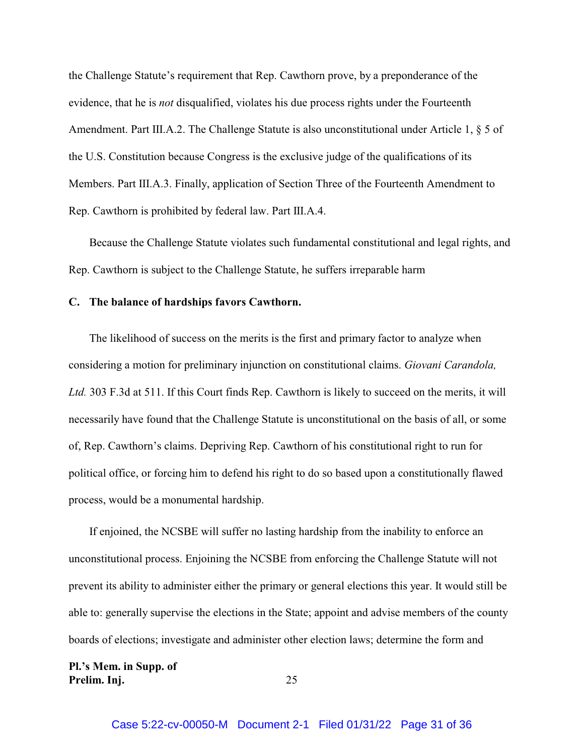the Challenge Statute's requirement that Rep. Cawthorn prove, by a preponderance of the evidence, that he is *not* disqualified, violates his due process rights under the Fourteenth Amendment. Part III.A.2. The Challenge Statute is also unconstitutional under Article 1, § 5 of the U.S. Constitution because Congress is the exclusive judge of the qualifications of its Members. Part III.A.3. Finally, application of Section Three of the Fourteenth Amendment to Rep. Cawthorn is prohibited by federal law. Part III.A.4.

Because the Challenge Statute violates such fundamental constitutional and legal rights, and Rep. Cawthorn is subject to the Challenge Statute, he suffers irreparable harm

### C. The balance of hardships favors Cawthorn.

The likelihood of success on the merits is the first and primary factor to analyze when considering a motion for preliminary injunction on constitutional claims. *Giovani Carandola, Ltd.* 303 F.3d at 511. If this Court finds Rep. Cawthorn is likely to succeed on the merits, it will necessarily have found that the Challenge Statute is unconstitutional on the basis of all, or some of, Rep. Cawthorn's claims. Depriving Rep. Cawthorn of his constitutional right to run for political office, or forcing him to defend his right to do so based upon a constitutionally flawed process, would be a monumental hardship.

If enjoined, the NCSBE will suffer no lasting hardship from the inability to enforce an unconstitutional process. Enjoining the NCSBE from enforcing the Challenge Statute will not prevent its ability to administer either the primary or general elections this year. It would still be able to: generally supervise the elections in the State; appoint and advise members of the county boards of elections; investigate and administer other election laws; determine the form and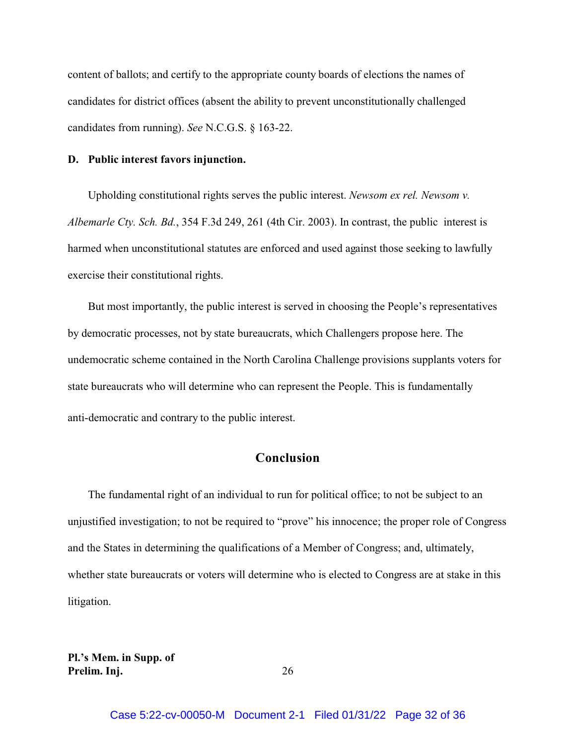content of ballots; and certify to the appropriate county boards of elections the names of candidates for district offices (absent the ability to prevent unconstitutionally challenged candidates from running). *See* N.C.G.S. § 163-22.

### D. Public interest favors injunction.

Upholding constitutional rights serves the public interest. *Newsom ex rel. Newsom v. Albemarle Cty. Sch. Bd.*, 354 F.3d 249, 261 (4th Cir. 2003). In contrast, the public interest is harmed when unconstitutional statutes are enforced and used against those seeking to lawfully exercise their constitutional rights.

But most importantly, the public interest is served in choosing the People's representatives by democratic processes, not by state bureaucrats, which Challengers propose here. The undemocratic scheme contained in the North Carolina Challenge provisions supplants voters for state bureaucrats who will determine who can represent the People. This is fundamentally anti-democratic and contrary to the public interest.

## Conclusion

The fundamental right of an individual to run for political office; to not be subject to an unjustified investigation; to not be required to "prove" his innocence; the proper role of Congress and the States in determining the qualifications of a Member of Congress; and, ultimately, whether state bureaucrats or voters will determine who is elected to Congress are at stake in this litigation.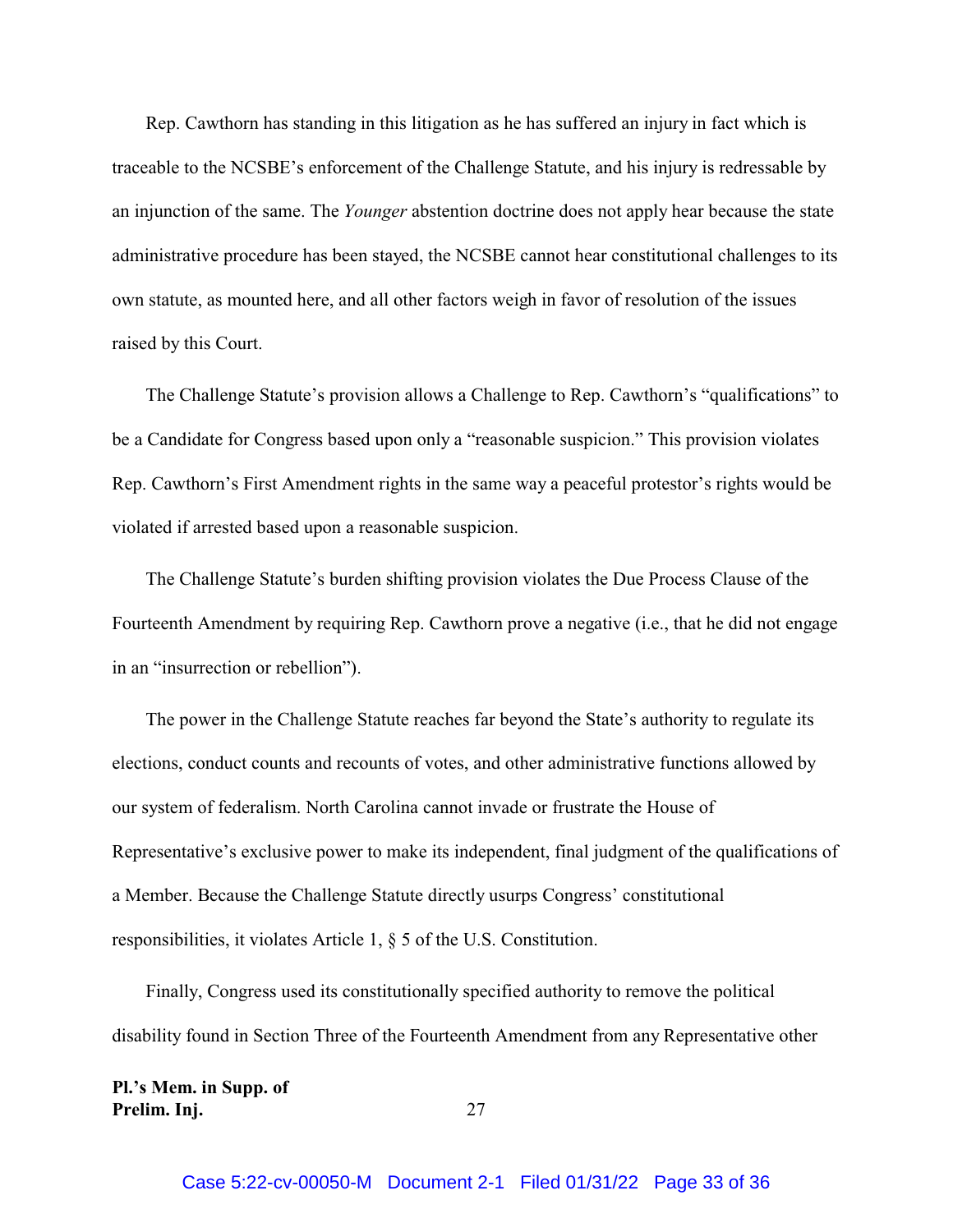Rep. Cawthorn has standing in this litigation as he has suffered an injury in fact which is traceable to the NCSBE's enforcement of the Challenge Statute, and his injury is redressable by an injunction of the same. The *Younger* abstention doctrine does not apply hear because the state administrative procedure has been stayed, the NCSBE cannot hear constitutional challenges to its own statute, as mounted here, and all other factors weigh in favor of resolution of the issues raised by this Court.

The Challenge Statute's provision allows a Challenge to Rep. Cawthorn's "qualifications" to be a Candidate for Congress based upon only a "reasonable suspicion." This provision violates Rep. Cawthorn's First Amendment rights in the same way a peaceful protestor's rights would be violated if arrested based upon a reasonable suspicion.

The Challenge Statute's burden shifting provision violates the Due Process Clause of the Fourteenth Amendment by requiring Rep. Cawthorn prove a negative (i.e., that he did not engage in an "insurrection or rebellion").

The power in the Challenge Statute reaches far beyond the State's authority to regulate its elections, conduct counts and recounts of votes, and other administrative functions allowed by our system of federalism. North Carolina cannot invade or frustrate the House of Representative's exclusive power to make its independent, final judgment of the qualifications of a Member. Because the Challenge Statute directly usurps Congress' constitutional responsibilities, it violates Article 1, § 5 of the U.S. Constitution.

Finally, Congress used its constitutionally specified authority to remove the political disability found in Section Three of the Fourteenth Amendment from any Representative other

**Pl.'s Mem. in Supp. of Prelim. Inj.**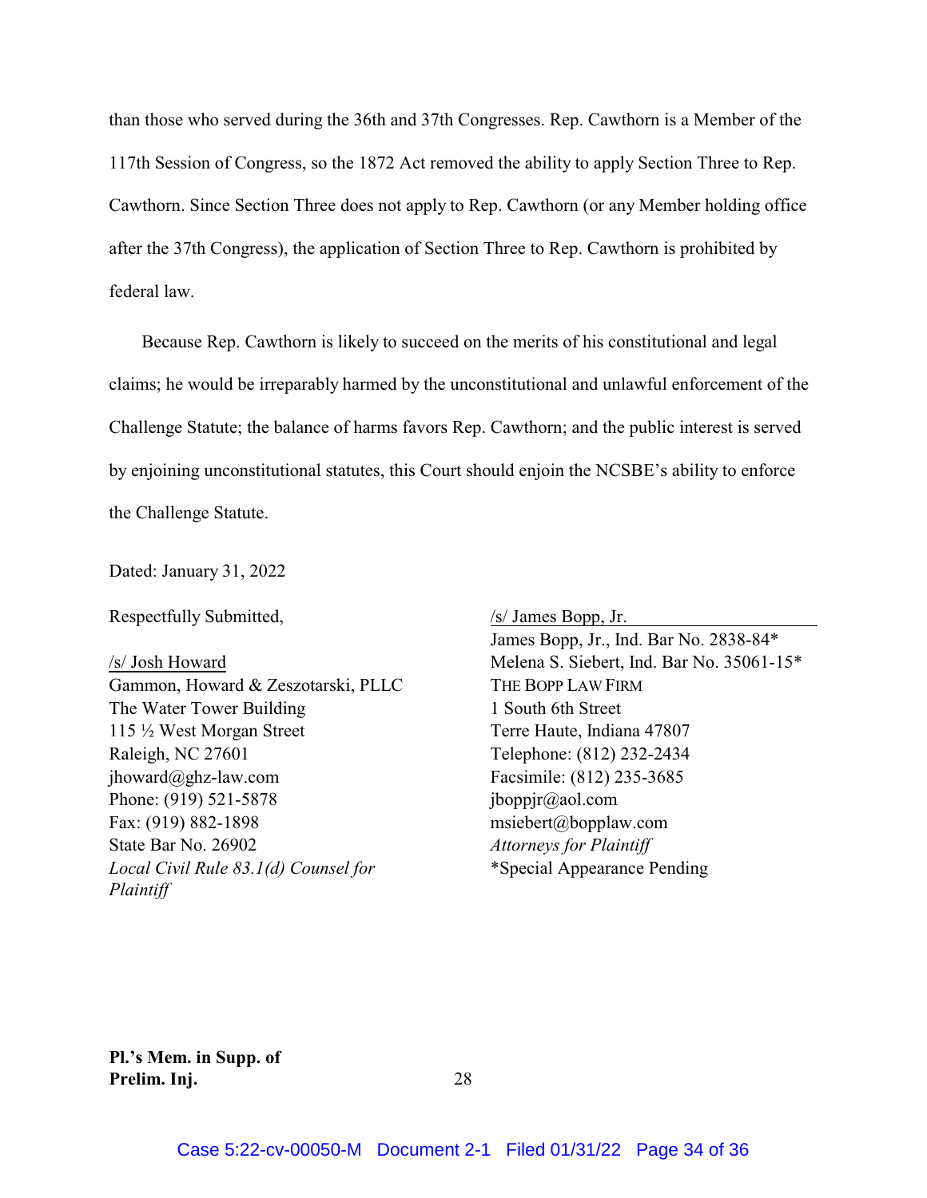than those who served during the 36th and 37th Congresses. Rep. Cawthorn is a Member of the 117th Session of Congress, so the 1872 Act removed the ability to apply Section Three to Rep. Cawthorn. Since Section Three does not apply to Rep. Cawthorn (or any Member holding office after the 37th Congress), the application of Section Three to Rep. Cawthorn is prohibited by federal law.

Because Rep. Cawthorn is likely to succeed on the merits of his constitutional and legal claims; he would be irreparably harmed by the unconstitutional and unlawful enforcement of the Challenge Statute; the balance of harms favors Rep. Cawthorn; and the public interest is served by enjoining unconstitutional statutes, this Court should enjoin the NCSBE's ability to enforce the Challenge Statute.

Dated: January 31, 2022

Respectfully Submitted,

/s/ Josh Howard
Gammon, Howard & Zeszotarski, PLLC
The Water Tower Building
115 ½ West Morgan Street
Raleigh, NC 27601
jhoward@ghz-law.com
Phone: (919) 521-5878
Fax: (919) 882-1898
State Bar No. 26902
*Local Civil Rule 83.1(d) Counsel for Plaintiff*

/s/ James Bopp, Jr.
James Bopp, Jr., Ind. Bar No. 2838-84*
Melena S. Siebert, Ind. Bar No. 35061-15*
THE BOPP LAW FIRM
1 South 6th Street
Terre Haute, Indiana 47807
Telephone: (812) 232-2434
Facsimile: (812) 235-3685
jboppjr@aol.com
msiebert@bopplaw.com
*Attorneys for Plaintiff*
*Special Appearance Pending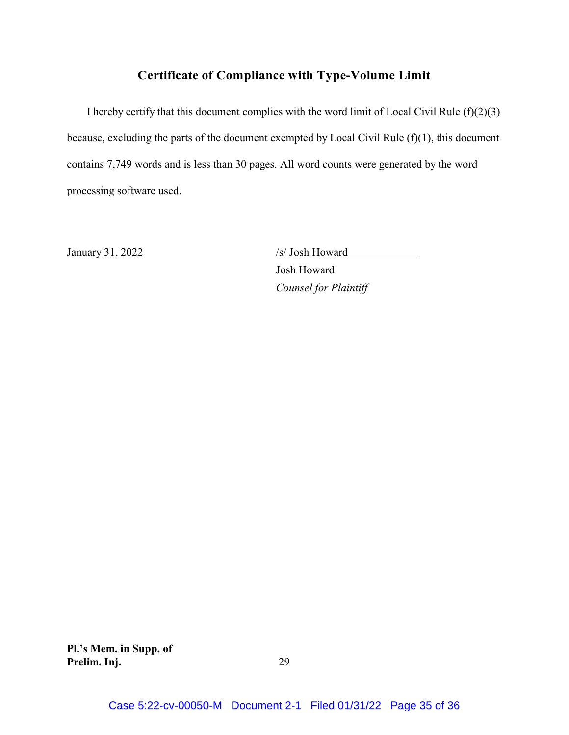## Certificate of Compliance with Type-Volume Limit

I hereby certify that this document complies with the word limit of Local Civil Rule (f)(2)(3) because, excluding the parts of the document exempted by Local Civil Rule (f)(1), this document contains 7,749 words and is less than 30 pages. All word counts were generated by the word processing software used.

January 31, 2022

/s/ Josh Howard
Josh Howard
*Counsel for Plaintiff*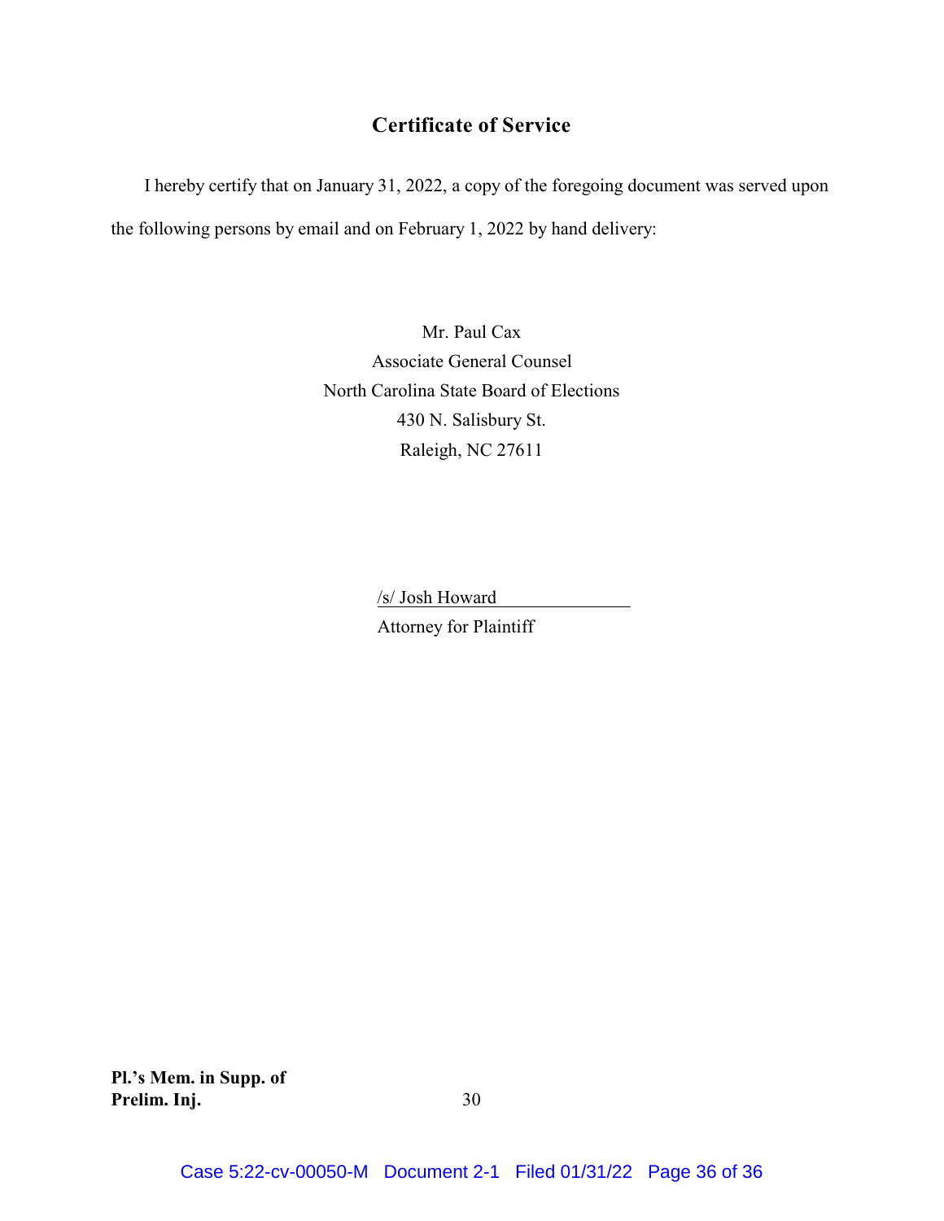## Certificate of Service

I hereby certify that on January 31, 2022, a copy of the foregoing document was served upon the following persons by email and on February 1, 2022 by hand delivery:

Mr. Paul Cax
Associate General Counsel
North Carolina State Board of Elections
430 N. Salisbury St.
Raleigh, NC 27611

/s/ Josh Howard
Attorney for Plaintiff